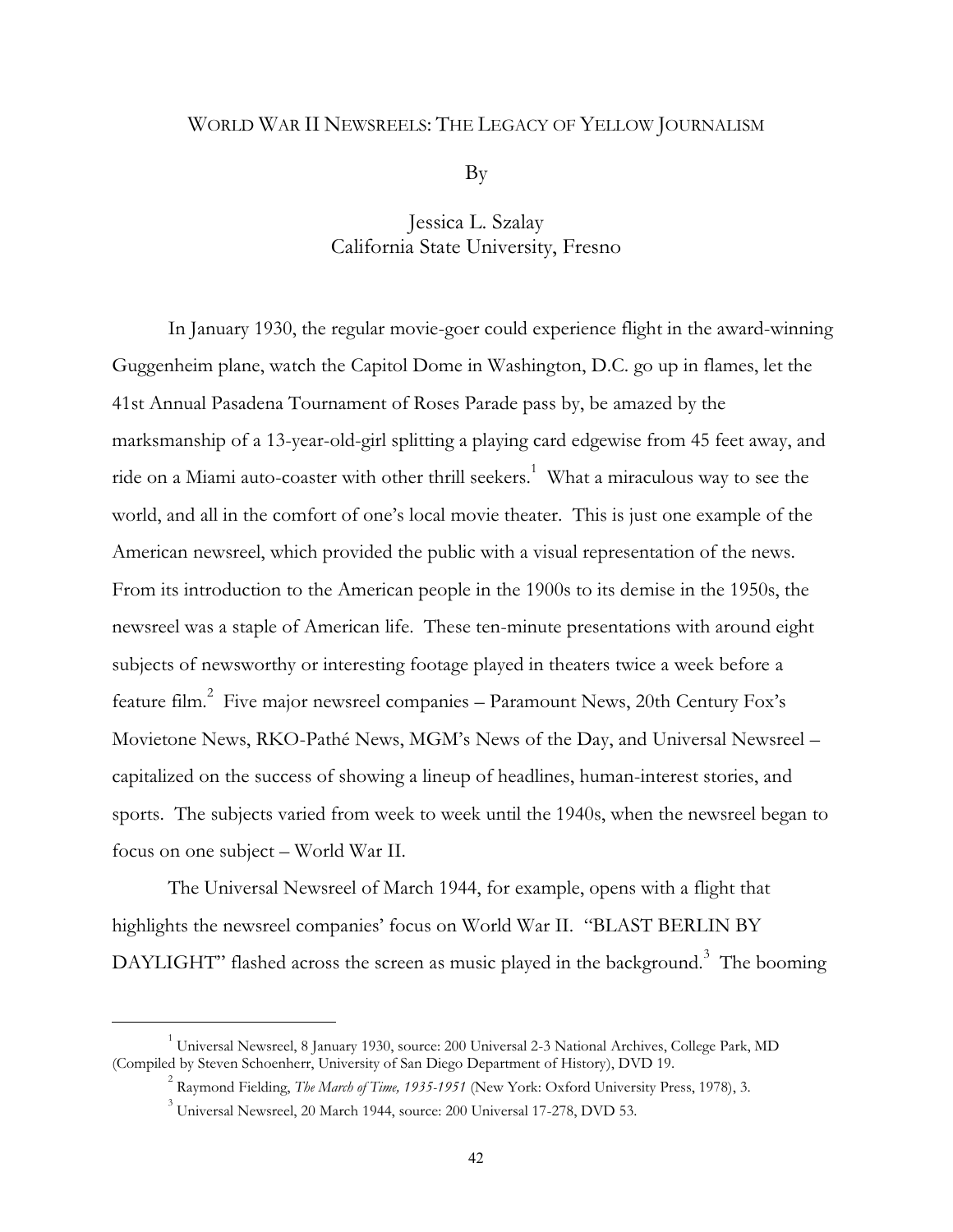# World War II Newsreels: The Legacy of Yellow Journalism

By

Jessica L. Szalay
California State University, Fresno

In January 1930, the regular movie-goer could experience flight in the award-winning Guggenheim plane, watch the Capitol Dome in Washington, D.C. go up in flames, let the 41st Annual Pasadena Tournament of Roses Parade pass by, be amazed by the marksmanship of a 13-year-old-girl splitting a playing card edgewise from 45 feet away, and ride on a Miami auto-coaster with other thrill seekers.[1] What a miraculous way to see the world, and all in the comfort of one's local movie theater. This is just one example of the American newsreel, which provided the public with a visual representation of the news. From its introduction to the American people in the 1900s to its demise in the 1950s, the newsreel was a staple of American life. These ten-minute presentations with around eight subjects of newsworthy or interesting footage played in theaters twice a week before a feature film.[2] Five major newsreel companies – Paramount News, 20th Century Fox's Movietone News, RKO-Pathé News, MGM's News of the Day, and Universal Newsreel – capitalized on the success of showing a lineup of headlines, human-interest stories, and sports. The subjects varied from week to week until the 1940s, when the newsreel began to focus on one subject – World War II.

The Universal Newsreel of March 1944, for example, opens with a flight that highlights the newsreel companies' focus on World War II. "BLAST BERLIN BY DAYLIGHT" flashed across the screen as music played in the background.[3] The booming

---

[1] Universal Newsreel, 8 January 1930, source: 200 Universal 2-3 National Archives, College Park, MD (Compiled by Steven Schoenherr, University of San Diego Department of History), DVD 19.

[2] Raymond Fielding, *The March of Time, 1935-1951* (New York: Oxford University Press, 1978), 3.

[3] Universal Newsreel, 20 March 1944, source: 200 Universal 17-278, DVD 53.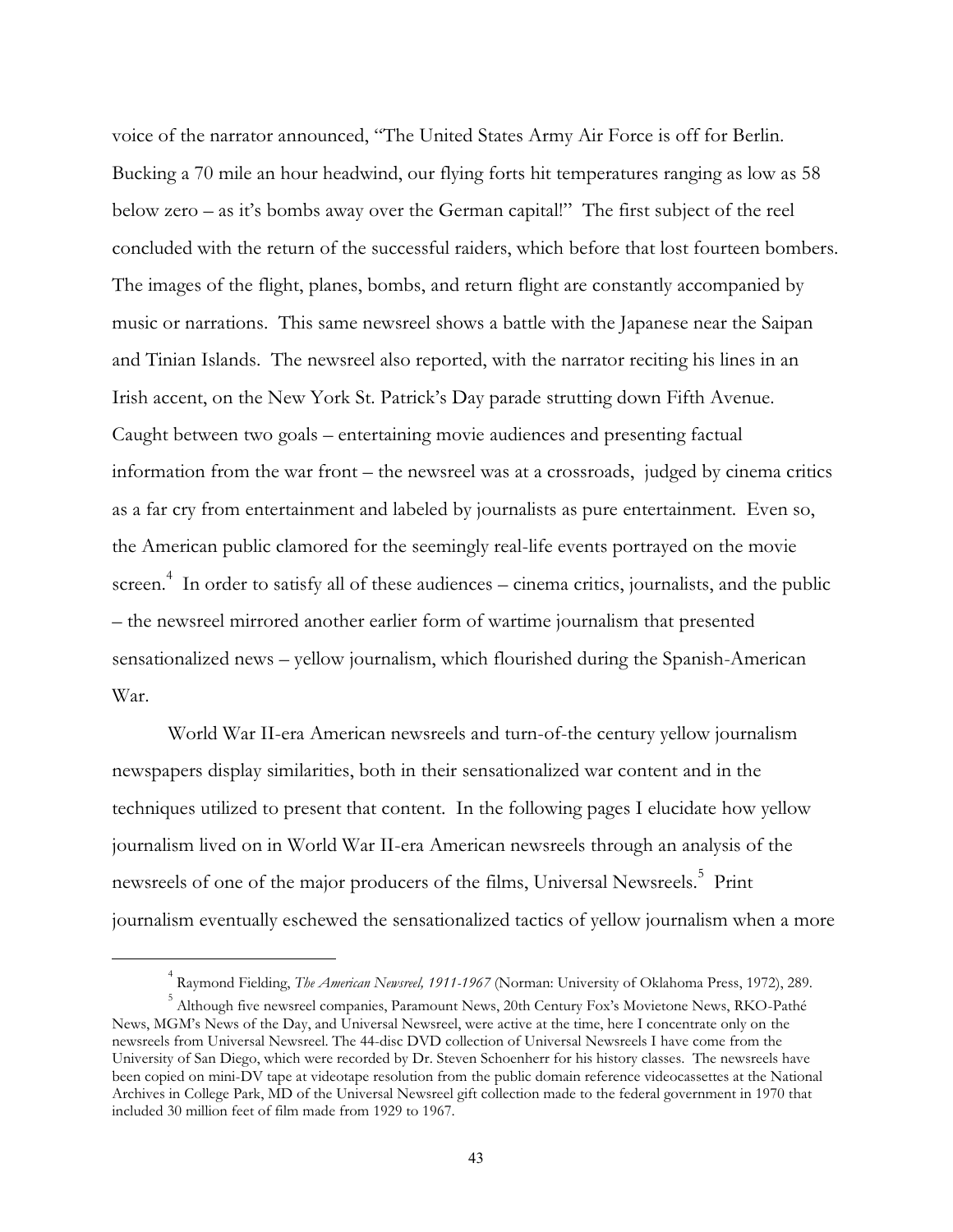voice of the narrator announced, "The United States Army Air Force is off for Berlin. Bucking a 70 mile an hour headwind, our flying forts hit temperatures ranging as low as 58 below zero – as it's bombs away over the German capital!" The first subject of the reel concluded with the return of the successful raiders, which before that lost fourteen bombers. The images of the flight, planes, bombs, and return flight are constantly accompanied by music or narrations. This same newsreel shows a battle with the Japanese near the Saipan and Tinian Islands. The newsreel also reported, with the narrator reciting his lines in an Irish accent, on the New York St. Patrick's Day parade strutting down Fifth Avenue. Caught between two goals – entertaining movie audiences and presenting factual information from the war front – the newsreel was at a crossroads, judged by cinema critics as a far cry from entertainment and labeled by journalists as pure entertainment. Even so, the American public clamored for the seemingly real-life events portrayed on the movie screen.[4] In order to satisfy all of these audiences – cinema critics, journalists, and the public – the newsreel mirrored another earlier form of wartime journalism that presented sensationalized news – yellow journalism, which flourished during the Spanish-American War.

World War II-era American newsreels and turn-of-the century yellow journalism newspapers display similarities, both in their sensationalized war content and in the techniques utilized to present that content. In the following pages I elucidate how yellow journalism lived on in World War II-era American newsreels through an analysis of the newsreels of one of the major producers of the films, Universal Newsreels.[5] Print journalism eventually eschewed the sensationalized tactics of yellow journalism when a more

---

[4] Raymond Fielding, *The American Newsreel, 1911-1967* (Norman: University of Oklahoma Press, 1972), 289.

[5] Although five newsreel companies, Paramount News, 20th Century Fox's Movietone News, RKO-Pathé News, MGM's News of the Day, and Universal Newsreel, were active at the time, here I concentrate only on the newsreels from Universal Newsreel. The 44-disc DVD collection of Universal Newsreels I have come from the University of San Diego, which were recorded by Dr. Steven Schoenherr for his history classes. The newsreels have been copied on mini-DV tape at videotape resolution from the public domain reference videocassettes at the National Archives in College Park, MD of the Universal Newsreel gift collection made to the federal government in 1970 that included 30 million feet of film made from 1929 to 1967.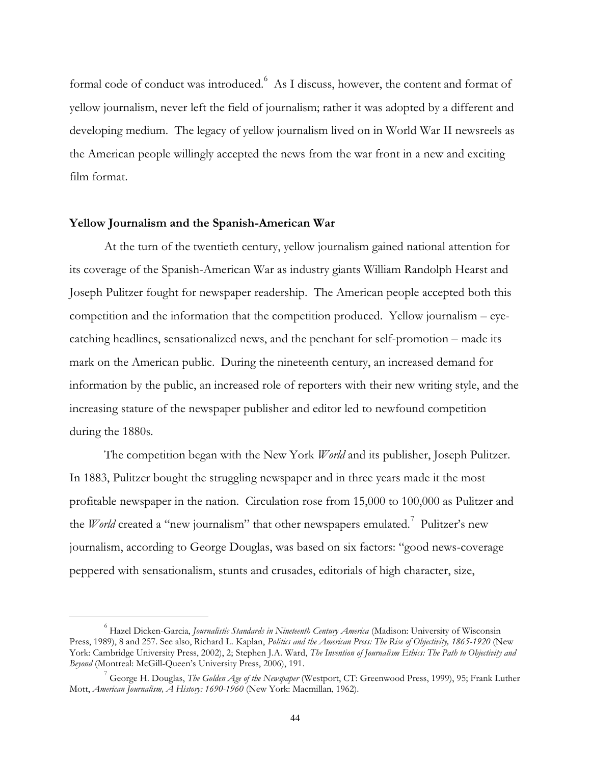formal code of conduct was introduced.[6] As I discuss, however, the content and format of yellow journalism, never left the field of journalism; rather it was adopted by a different and developing medium. The legacy of yellow journalism lived on in World War II newsreels as the American people willingly accepted the news from the war front in a new and exciting film format.

**Yellow Journalism and the Spanish-American War**

At the turn of the twentieth century, yellow journalism gained national attention for its coverage of the Spanish-American War as industry giants William Randolph Hearst and Joseph Pulitzer fought for newspaper readership. The American people accepted both this competition and the information that the competition produced. Yellow journalism – eye-catching headlines, sensationalized news, and the penchant for self-promotion – made its mark on the American public. During the nineteenth century, an increased demand for information by the public, an increased role of reporters with their new writing style, and the increasing stature of the newspaper publisher and editor led to newfound competition during the 1880s.

The competition began with the New York *World* and its publisher, Joseph Pulitzer. In 1883, Pulitzer bought the struggling newspaper and in three years made it the most profitable newspaper in the nation. Circulation rose from 15,000 to 100,000 as Pulitzer and the *World* created a "new journalism" that other newspapers emulated.[7] Pulitzer's new journalism, according to George Douglas, was based on six factors: "good news-coverage peppered with sensationalism, stunts and crusades, editorials of high character, size,

---

[6] Hazel Dicken-Garcia, *Journalistic Standards in Nineteenth Century America* (Madison: University of Wisconsin Press, 1989), 8 and 257. See also, Richard L. Kaplan, *Politics and the American Press: The Rise of Objectivity, 1865-1920* (New York: Cambridge University Press, 2002), 2; Stephen J.A. Ward, *The Invention of Journalism Ethics: The Path to Objectivity and Beyond* (Montreal: McGill-Queen's University Press, 2006), 191.

[7] George H. Douglas, *The Golden Age of the Newspaper* (Westport, CT: Greenwood Press, 1999), 95; Frank Luther Mott, *American Journalism, A History: 1690-1960* (New York: Macmillan, 1962).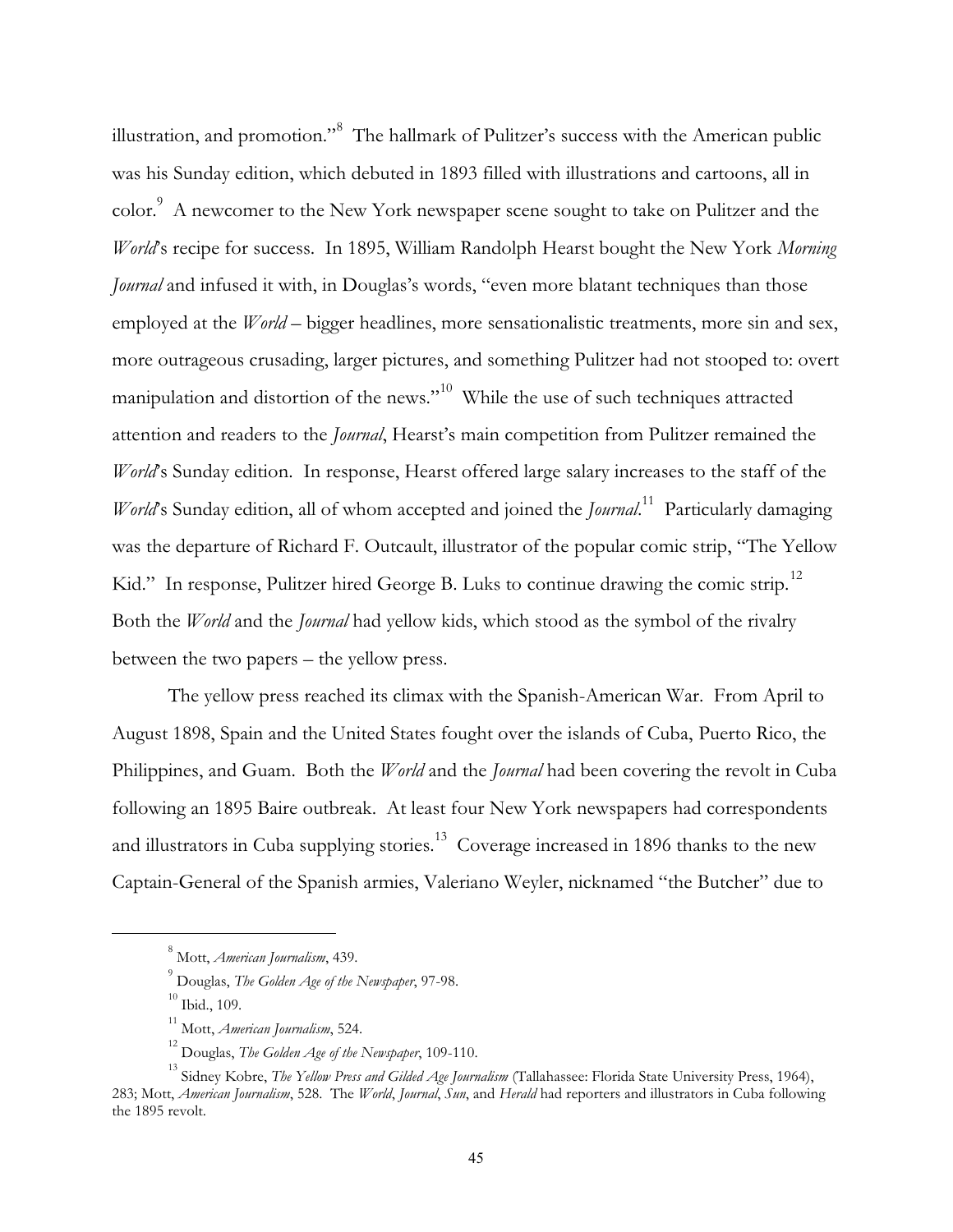illustration, and promotion."[8] The hallmark of Pulitzer's success with the American public was his Sunday edition, which debuted in 1893 filled with illustrations and cartoons, all in color.[9] A newcomer to the New York newspaper scene sought to take on Pulitzer and the *World*'s recipe for success. In 1895, William Randolph Hearst bought the New York *Morning Journal* and infused it with, in Douglas's words, "even more blatant techniques than those employed at the *World* – bigger headlines, more sensationalistic treatments, more sin and sex, more outrageous crusading, larger pictures, and something Pulitzer had not stooped to: overt manipulation and distortion of the news."[10] While the use of such techniques attracted attention and readers to the *Journal*, Hearst's main competition from Pulitzer remained the *World*'s Sunday edition. In response, Hearst offered large salary increases to the staff of the *World*'s Sunday edition, all of whom accepted and joined the *Journal*.[11] Particularly damaging was the departure of Richard F. Outcault, illustrator of the popular comic strip, "The Yellow Kid." In response, Pulitzer hired George B. Luks to continue drawing the comic strip.[12] Both the *World* and the *Journal* had yellow kids, which stood as the symbol of the rivalry between the two papers – the yellow press.

The yellow press reached its climax with the Spanish-American War. From April to August 1898, Spain and the United States fought over the islands of Cuba, Puerto Rico, the Philippines, and Guam. Both the *World* and the *Journal* had been covering the revolt in Cuba following an 1895 Baire outbreak. At least four New York newspapers had correspondents and illustrators in Cuba supplying stories.[13] Coverage increased in 1896 thanks to the new Captain-General of the Spanish armies, Valeriano Weyler, nicknamed "the Butcher" due to

---

[8] Mott, *American Journalism*, 439.

[9] Douglas, *The Golden Age of the Newspaper*, 97-98.

[10] Ibid., 109.

[11] Mott, *American Journalism*, 524.

[12] Douglas, *The Golden Age of the Newspaper*, 109-110.

[13] Sidney Kobre, *The Yellow Press and Gilded Age Journalism* (Tallahassee: Florida State University Press, 1964), 283; Mott, *American Journalism*, 528. The *World*, *Journal*, *Sun*, and *Herald* had reporters and illustrators in Cuba following the 1895 revolt.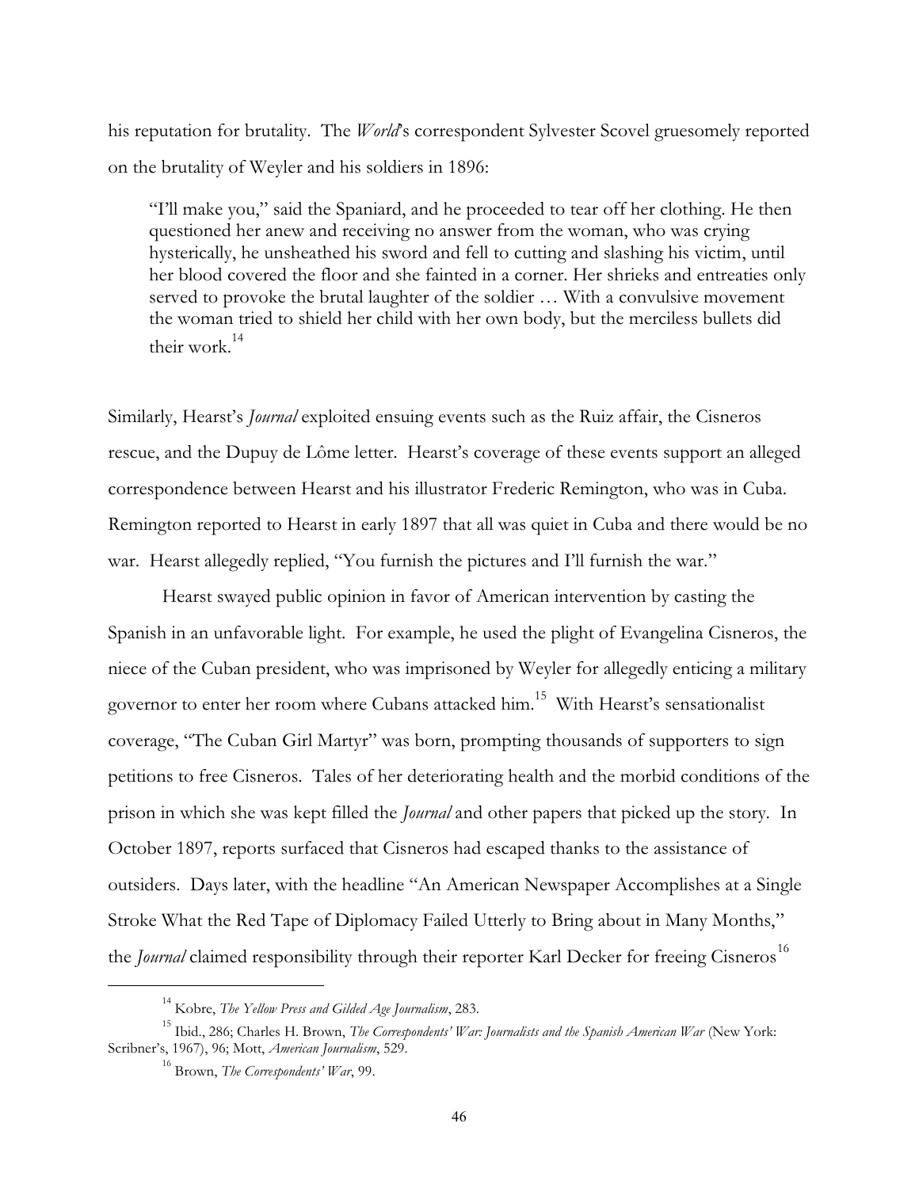his reputation for brutality. The *World*'s correspondent Sylvester Scovel gruesomely reported on the brutality of Weyler and his soldiers in 1896:

> "I'll make you," said the Spaniard, and he proceeded to tear off her clothing. He then questioned her anew and receiving no answer from the woman, who was crying hysterically, he unsheathed his sword and fell to cutting and slashing his victim, until her blood covered the floor and she fainted in a corner. Her shrieks and entreaties only served to provoke the brutal laughter of the soldier … With a convulsive movement the woman tried to shield her child with her own body, but the merciless bullets did their work.[14]

Similarly, Hearst's *Journal* exploited ensuing events such as the Ruiz affair, the Cisneros rescue, and the Dupuy de Lôme letter. Hearst's coverage of these events support an alleged correspondence between Hearst and his illustrator Frederic Remington, who was in Cuba. Remington reported to Hearst in early 1897 that all was quiet in Cuba and there would be no war. Hearst allegedly replied, "You furnish the pictures and I'll furnish the war."

Hearst swayed public opinion in favor of American intervention by casting the Spanish in an unfavorable light. For example, he used the plight of Evangelina Cisneros, the niece of the Cuban president, who was imprisoned by Weyler for allegedly enticing a military governor to enter her room where Cubans attacked him.[15] With Hearst's sensationalist coverage, "The Cuban Girl Martyr" was born, prompting thousands of supporters to sign petitions to free Cisneros. Tales of her deteriorating health and the morbid conditions of the prison in which she was kept filled the *Journal* and other papers that picked up the story. In October 1897, reports surfaced that Cisneros had escaped thanks to the assistance of outsiders. Days later, with the headline "An American Newspaper Accomplishes at a Single Stroke What the Red Tape of Diplomacy Failed Utterly to Bring about in Many Months," the *Journal* claimed responsibility through their reporter Karl Decker for freeing Cisneros[16]

---

[14] Kobre, *The Yellow Press and Gilded Age Journalism*, 283.

[15] Ibid., 286; Charles H. Brown, *The Correspondents' War: Journalists and the Spanish American War* (New York: Scribner's, 1967), 96; Mott, *American Journalism*, 529.

[16] Brown, *The Correspondents' War*, 99.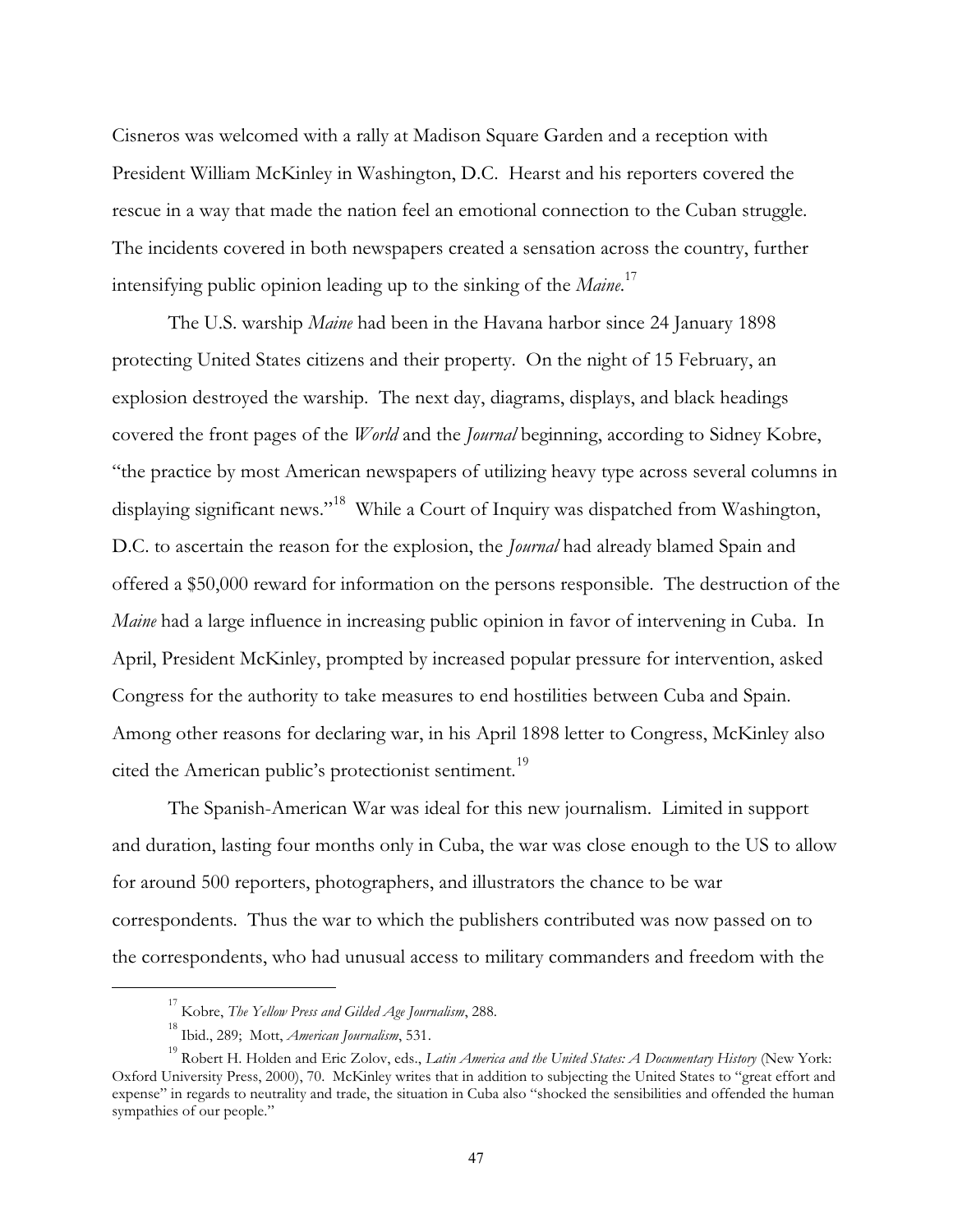Cisneros was welcomed with a rally at Madison Square Garden and a reception with President William McKinley in Washington, D.C. Hearst and his reporters covered the rescue in a way that made the nation feel an emotional connection to the Cuban struggle. The incidents covered in both newspapers created a sensation across the country, further intensifying public opinion leading up to the sinking of the *Maine*.[17]

The U.S. warship *Maine* had been in the Havana harbor since 24 January 1898 protecting United States citizens and their property. On the night of 15 February, an explosion destroyed the warship. The next day, diagrams, displays, and black headings covered the front pages of the *World* and the *Journal* beginning, according to Sidney Kobre, "the practice by most American newspapers of utilizing heavy type across several columns in displaying significant news."[18] While a Court of Inquiry was dispatched from Washington, D.C. to ascertain the reason for the explosion, the *Journal* had already blamed Spain and offered a $50,000 reward for information on the persons responsible. The destruction of the *Maine* had a large influence in increasing public opinion in favor of intervening in Cuba. In April, President McKinley, prompted by increased popular pressure for intervention, asked Congress for the authority to take measures to end hostilities between Cuba and Spain. Among other reasons for declaring war, in his April 1898 letter to Congress, McKinley also cited the American public's protectionist sentiment.[19]

The Spanish-American War was ideal for this new journalism. Limited in support and duration, lasting four months only in Cuba, the war was close enough to the US to allow for around 500 reporters, photographers, and illustrators the chance to be war correspondents. Thus the war to which the publishers contributed was now passed on to the correspondents, who had unusual access to military commanders and freedom with the

---

[17] Kobre, *The Yellow Press and Gilded Age Journalism*, 288.

[18] Ibid., 289; Mott, *American Journalism*, 531.

[19] Robert H. Holden and Eric Zolov, eds., *Latin America and the United States: A Documentary History* (New York: Oxford University Press, 2000), 70. McKinley writes that in addition to subjecting the United States to "great effort and expense" in regards to neutrality and trade, the situation in Cuba also "shocked the sensibilities and offended the human sympathies of our people."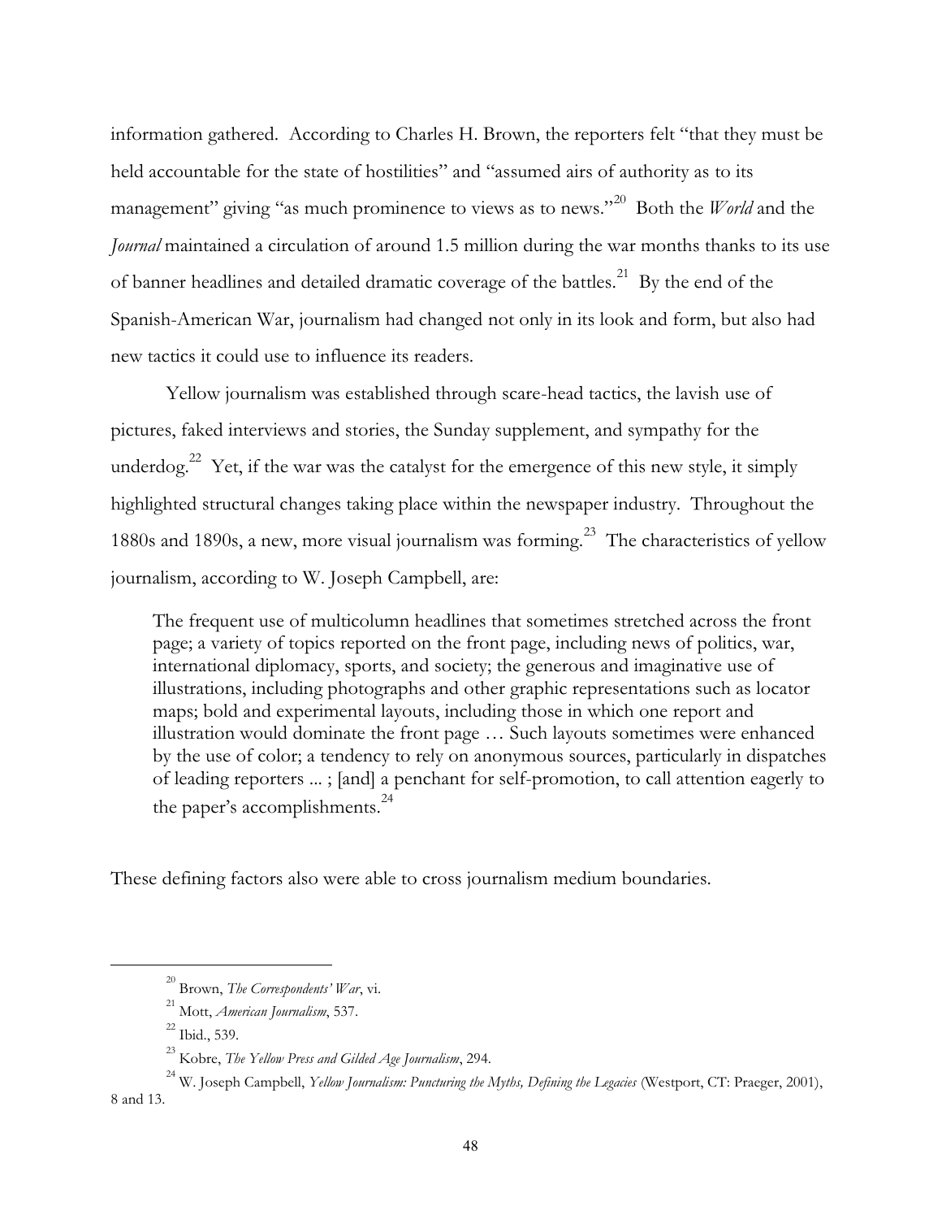information gathered. According to Charles H. Brown, the reporters felt "that they must be held accountable for the state of hostilities" and "assumed airs of authority as to its management" giving "as much prominence to views as to news."[20] Both the *World* and the *Journal* maintained a circulation of around 1.5 million during the war months thanks to its use of banner headlines and detailed dramatic coverage of the battles.[21] By the end of the Spanish-American War, journalism had changed not only in its look and form, but also had new tactics it could use to influence its readers.

Yellow journalism was established through scare-head tactics, the lavish use of pictures, faked interviews and stories, the Sunday supplement, and sympathy for the underdog.[22] Yet, if the war was the catalyst for the emergence of this new style, it simply highlighted structural changes taking place within the newspaper industry. Throughout the 1880s and 1890s, a new, more visual journalism was forming.[23] The characteristics of yellow journalism, according to W. Joseph Campbell, are:

> The frequent use of multicolumn headlines that sometimes stretched across the front page; a variety of topics reported on the front page, including news of politics, war, international diplomacy, sports, and society; the generous and imaginative use of illustrations, including photographs and other graphic representations such as locator maps; bold and experimental layouts, including those in which one report and illustration would dominate the front page … Such layouts sometimes were enhanced by the use of color; a tendency to rely on anonymous sources, particularly in dispatches of leading reporters ... ; [and] a penchant for self-promotion, to call attention eagerly to the paper's accomplishments.[24]

These defining factors also were able to cross journalism medium boundaries.

---

[20] Brown, *The Correspondents' War*, vi.

[21] Mott, *American Journalism*, 537.

[22] Ibid., 539.

[23] Kobre, *The Yellow Press and Gilded Age Journalism*, 294.

[24] W. Joseph Campbell, *Yellow Journalism: Puncturing the Myths, Defining the Legacies* (Westport, CT: Praeger, 2001), 8 and 13.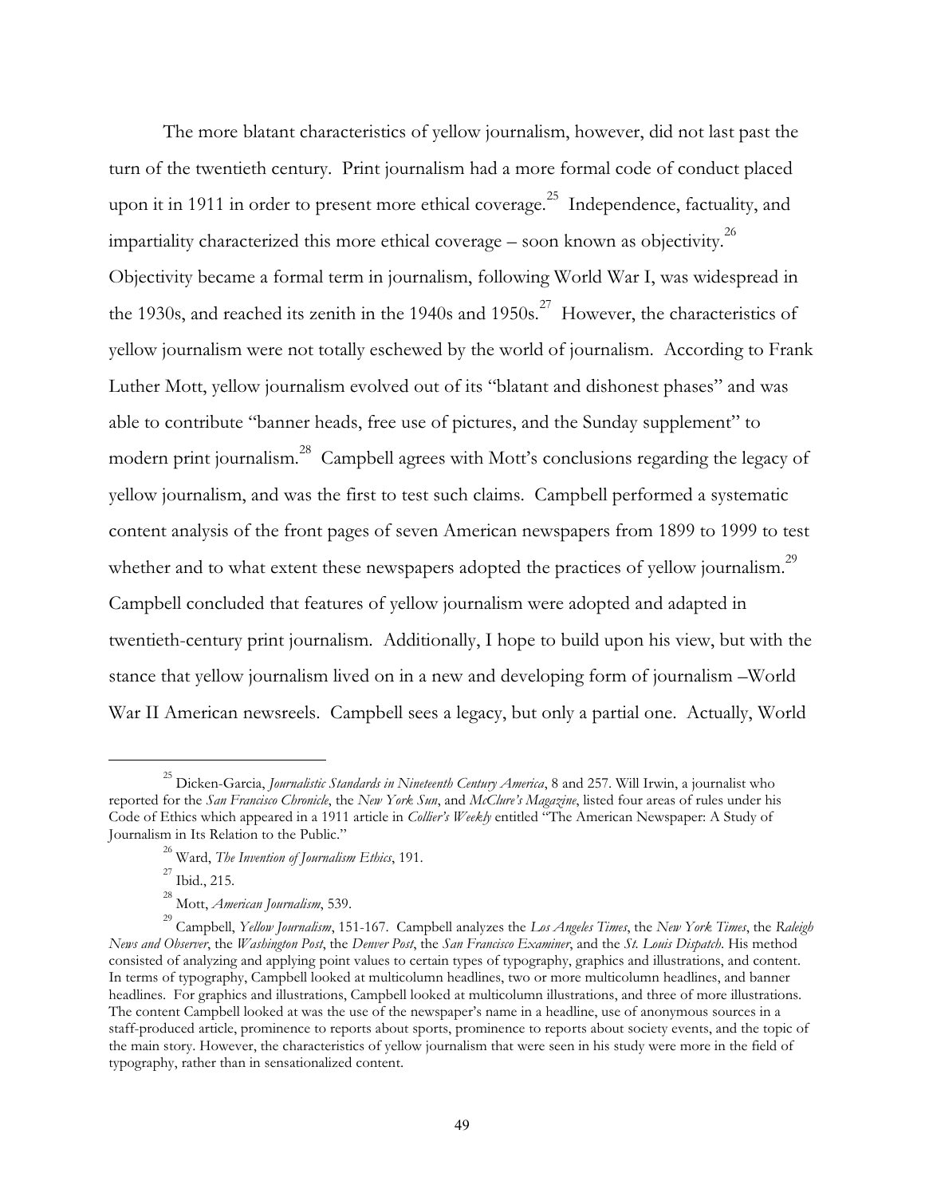The more blatant characteristics of yellow journalism, however, did not last past the turn of the twentieth century. Print journalism had a more formal code of conduct placed upon it in 1911 in order to present more ethical coverage.[25] Independence, factuality, and impartiality characterized this more ethical coverage – soon known as objectivity.[26] Objectivity became a formal term in journalism, following World War I, was widespread in the 1930s, and reached its zenith in the 1940s and 1950s.[27] However, the characteristics of yellow journalism were not totally eschewed by the world of journalism. According to Frank Luther Mott, yellow journalism evolved out of its "blatant and dishonest phases" and was able to contribute "banner heads, free use of pictures, and the Sunday supplement" to modern print journalism.[28] Campbell agrees with Mott's conclusions regarding the legacy of yellow journalism, and was the first to test such claims. Campbell performed a systematic content analysis of the front pages of seven American newspapers from 1899 to 1999 to test whether and to what extent these newspapers adopted the practices of yellow journalism.[29] Campbell concluded that features of yellow journalism were adopted and adapted in twentieth-century print journalism. Additionally, I hope to build upon his view, but with the stance that yellow journalism lived on in a new and developing form of journalism –World War II American newsreels. Campbell sees a legacy, but only a partial one. Actually, World

---

[25] Dicken-Garcia, *Journalistic Standards in Nineteenth Century America*, 8 and 257. Will Irwin, a journalist who reported for the *San Francisco Chronicle*, the *New York Sun*, and *McClure's Magazine*, listed four areas of rules under his Code of Ethics which appeared in a 1911 article in *Collier's Weekly* entitled "The American Newspaper: A Study of Journalism in Its Relation to the Public."

[26] Ward, *The Invention of Journalism Ethics*, 191.

[27] Ibid., 215.

[28] Mott, *American Journalism*, 539.

[29] Campbell, *Yellow Journalism*, 151-167. Campbell analyzes the *Los Angeles Times*, the *New York Times*, the *Raleigh News and Observer*, the *Washington Post*, the *Denver Post*, the *San Francisco Examiner*, and the *St. Louis Dispatch*. His method consisted of analyzing and applying point values to certain types of typography, graphics and illustrations, and content. In terms of typography, Campbell looked at multicolumn headlines, two or more multicolumn headlines, and banner headlines. For graphics and illustrations, Campbell looked at multicolumn illustrations, and three of more illustrations. The content Campbell looked at was the use of the newspaper's name in a headline, use of anonymous sources in a staff-produced article, prominence to reports about sports, prominence to reports about society events, and the topic of the main story. However, the characteristics of yellow journalism that were seen in his study were more in the field of typography, rather than in sensationalized content.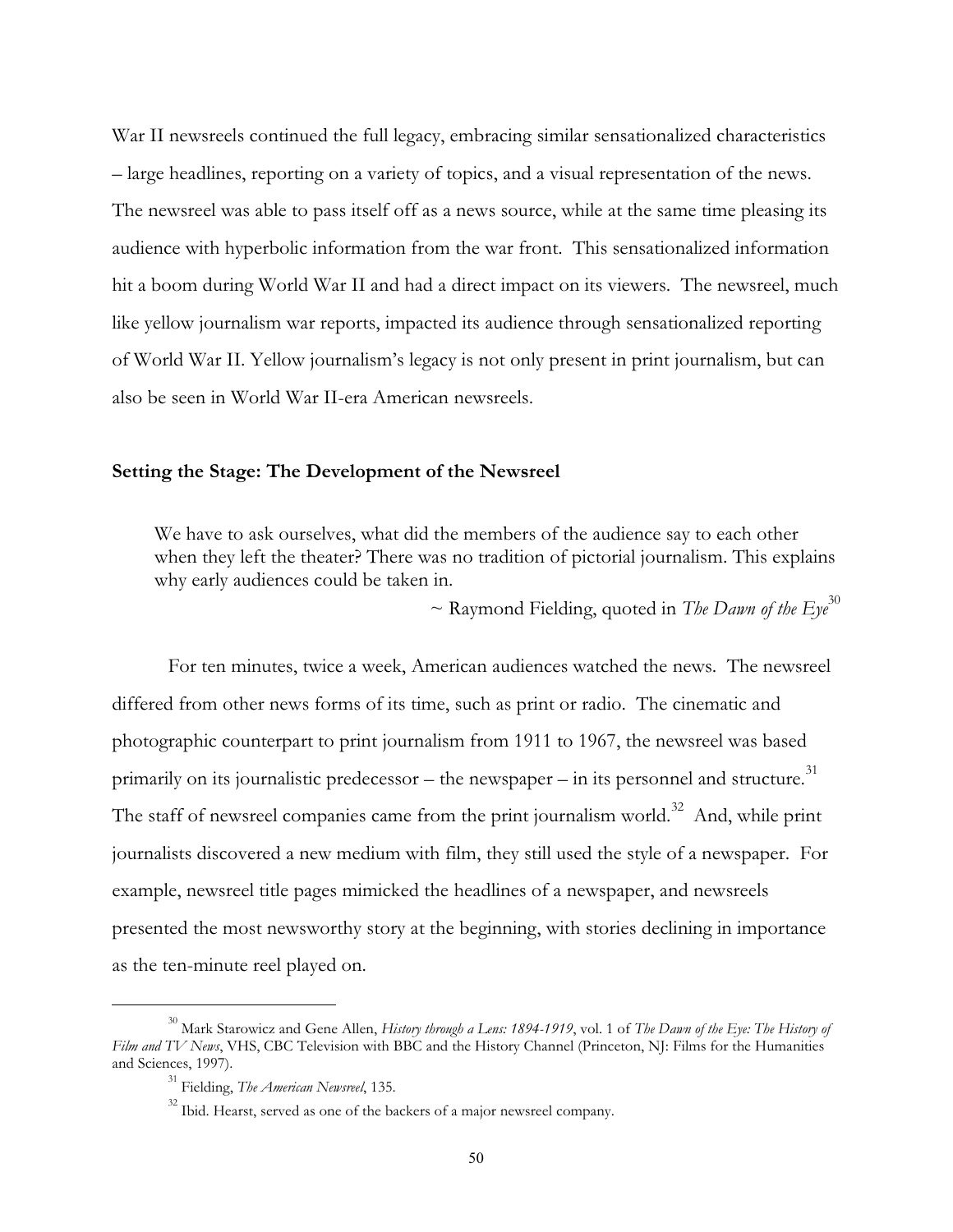War II newsreels continued the full legacy, embracing similar sensationalized characteristics – large headlines, reporting on a variety of topics, and a visual representation of the news. The newsreel was able to pass itself off as a news source, while at the same time pleasing its audience with hyperbolic information from the war front. This sensationalized information hit a boom during World War II and had a direct impact on its viewers. The newsreel, much like yellow journalism war reports, impacted its audience through sensationalized reporting of World War II. Yellow journalism's legacy is not only present in print journalism, but can also be seen in World War II-era American newsreels.

### Setting the Stage: The Development of the Newsreel

> We have to ask ourselves, what did the members of the audience say to each other when they left the theater? There was no tradition of pictorial journalism. This explains why early audiences could be taken in.
>
> ~ Raymond Fielding, quoted in *The Dawn of the Eye*[30]

For ten minutes, twice a week, American audiences watched the news. The newsreel differed from other news forms of its time, such as print or radio. The cinematic and photographic counterpart to print journalism from 1911 to 1967, the newsreel was based primarily on its journalistic predecessor – the newspaper – in its personnel and structure.[31] The staff of newsreel companies came from the print journalism world.[32] And, while print journalists discovered a new medium with film, they still used the style of a newspaper. For example, newsreel title pages mimicked the headlines of a newspaper, and newsreels presented the most newsworthy story at the beginning, with stories declining in importance as the ten-minute reel played on.

---

[30] Mark Starowicz and Gene Allen, *History through a Lens: 1894-1919*, vol. 1 of *The Dawn of the Eye: The History of Film and TV News*, VHS, CBC Television with BBC and the History Channel (Princeton, NJ: Films for the Humanities and Sciences, 1997).

[31] Fielding, *The American Newsreel*, 135.

[32] Ibid. Hearst, served as one of the backers of a major newsreel company.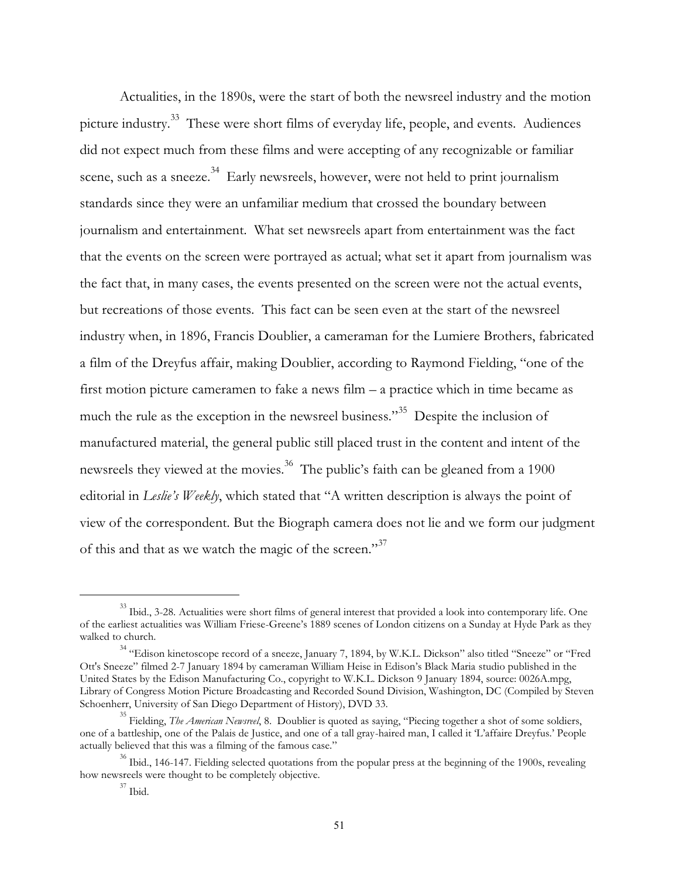Actualities, in the 1890s, were the start of both the newsreel industry and the motion picture industry.[33] These were short films of everyday life, people, and events. Audiences did not expect much from these films and were accepting of any recognizable or familiar scene, such as a sneeze.[34] Early newsreels, however, were not held to print journalism standards since they were an unfamiliar medium that crossed the boundary between journalism and entertainment. What set newsreels apart from entertainment was the fact that the events on the screen were portrayed as actual; what set it apart from journalism was the fact that, in many cases, the events presented on the screen were not the actual events, but recreations of those events. This fact can be seen even at the start of the newsreel industry when, in 1896, Francis Doublier, a cameraman for the Lumiere Brothers, fabricated a film of the Dreyfus affair, making Doublier, according to Raymond Fielding, "one of the first motion picture cameramen to fake a news film – a practice which in time became as much the rule as the exception in the newsreel business."[35] Despite the inclusion of manufactured material, the general public still placed trust in the content and intent of the newsreels they viewed at the movies.[36] The public's faith can be gleaned from a 1900 editorial in *Leslie's Weekly*, which stated that "A written description is always the point of view of the correspondent. But the Biograph camera does not lie and we form our judgment of this and that as we watch the magic of the screen."[37]

---

[33] Ibid., 3-28. Actualities were short films of general interest that provided a look into contemporary life. One of the earliest actualities was William Friese-Greene's 1889 scenes of London citizens on a Sunday at Hyde Park as they walked to church.

[34] "Edison kinetoscope record of a sneeze, January 7, 1894, by W.K.L. Dickson" also titled "Sneeze" or "Fred Ott's Sneeze" filmed 2-7 January 1894 by cameraman William Heise in Edison's Black Maria studio published in the United States by the Edison Manufacturing Co., copyright to W.K.L. Dickson 9 January 1894, source: 0026A.mpg, Library of Congress Motion Picture Broadcasting and Recorded Sound Division, Washington, DC (Compiled by Steven Schoenherr, University of San Diego Department of History), DVD 33.

[35] Fielding, *The American Newsreel*, 8. Doublier is quoted as saying, "Piecing together a shot of some soldiers, one of a battleship, one of the Palais de Justice, and one of a tall gray-haired man, I called it 'L'affaire Dreyfus.' People actually believed that this was a filming of the famous case."

[36] Ibid., 146-147. Fielding selected quotations from the popular press at the beginning of the 1900s, revealing how newsreels were thought to be completely objective.

[37] Ibid.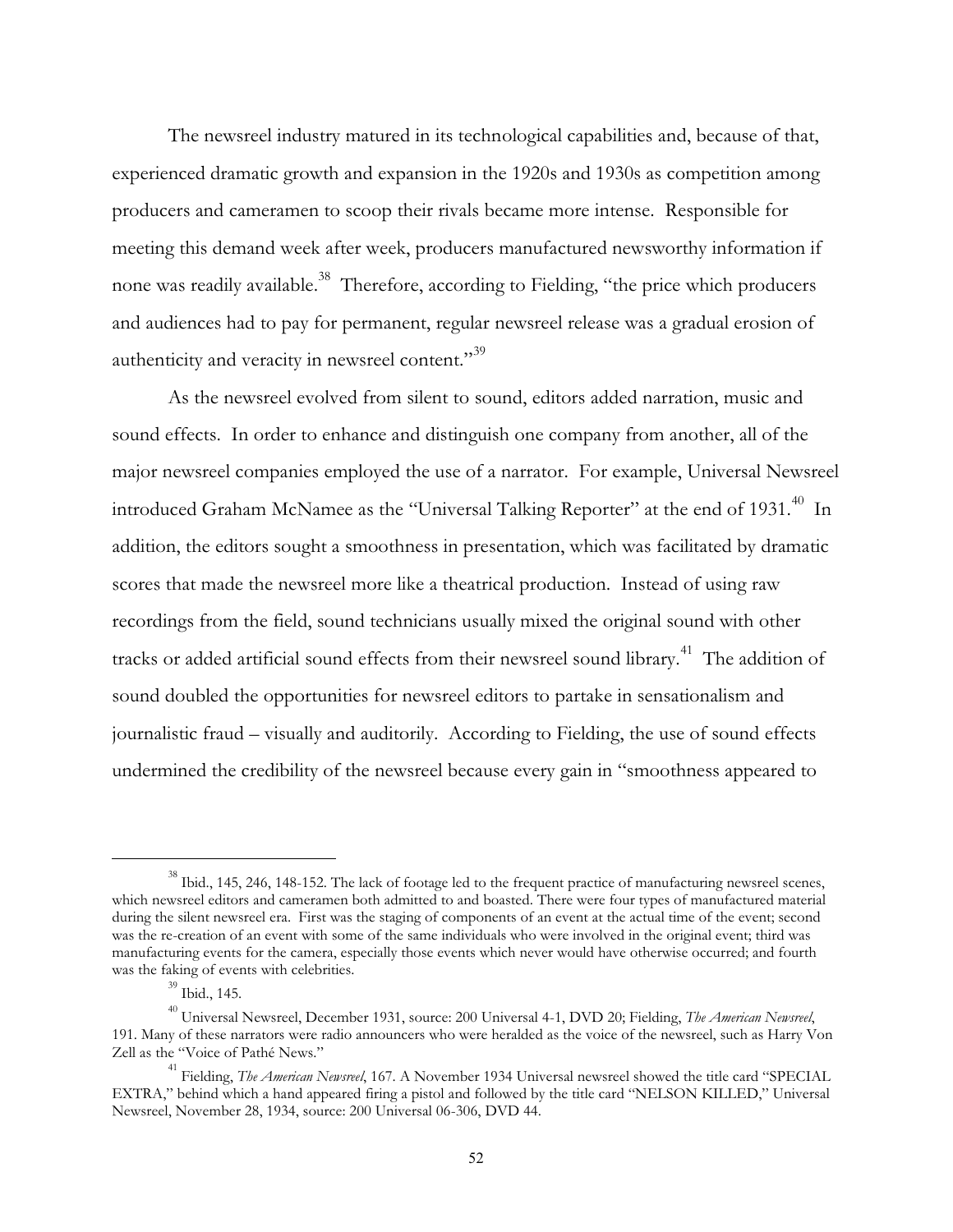The newsreel industry matured in its technological capabilities and, because of that, experienced dramatic growth and expansion in the 1920s and 1930s as competition among producers and cameramen to scoop their rivals became more intense. Responsible for meeting this demand week after week, producers manufactured newsworthy information if none was readily available.[38] Therefore, according to Fielding, "the price which producers and audiences had to pay for permanent, regular newsreel release was a gradual erosion of authenticity and veracity in newsreel content."[39]

As the newsreel evolved from silent to sound, editors added narration, music and sound effects. In order to enhance and distinguish one company from another, all of the major newsreel companies employed the use of a narrator. For example, Universal Newsreel introduced Graham McNamee as the "Universal Talking Reporter" at the end of 1931.[40] In addition, the editors sought a smoothness in presentation, which was facilitated by dramatic scores that made the newsreel more like a theatrical production. Instead of using raw recordings from the field, sound technicians usually mixed the original sound with other tracks or added artificial sound effects from their newsreel sound library.[41] The addition of sound doubled the opportunities for newsreel editors to partake in sensationalism and journalistic fraud – visually and auditorily. According to Fielding, the use of sound effects undermined the credibility of the newsreel because every gain in "smoothness appeared to

---

[38] Ibid., 145, 246, 148-152. The lack of footage led to the frequent practice of manufacturing newsreel scenes, which newsreel editors and cameramen both admitted to and boasted. There were four types of manufactured material during the silent newsreel era. First was the staging of components of an event at the actual time of the event; second was the re-creation of an event with some of the same individuals who were involved in the original event; third was manufacturing events for the camera, especially those events which never would have otherwise occurred; and fourth was the faking of events with celebrities.

[39] Ibid., 145.

[40] Universal Newsreel, December 1931, source: 200 Universal 4-1, DVD 20; Fielding, *The American Newsreel*, 191. Many of these narrators were radio announcers who were heralded as the voice of the newsreel, such as Harry Von Zell as the "Voice of Pathé News."

[41] Fielding, *The American Newsreel*, 167. A November 1934 Universal newsreel showed the title card "SPECIAL EXTRA," behind which a hand appeared firing a pistol and followed by the title card "NELSON KILLED," Universal Newsreel, November 28, 1934, source: 200 Universal 06-306, DVD 44.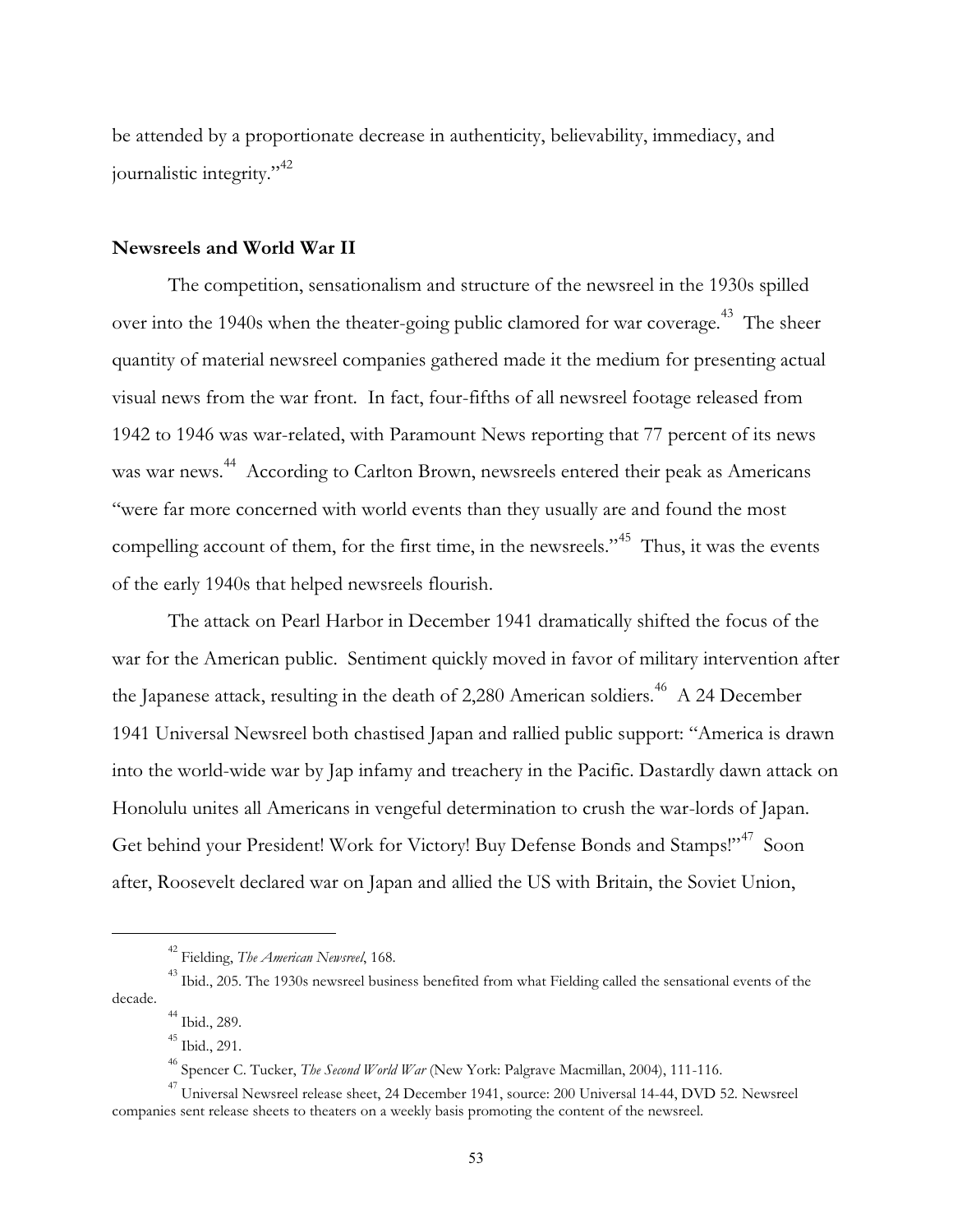be attended by a proportionate decrease in authenticity, believability, immediacy, and journalistic integrity."[42]

**Newsreels and World War II**

The competition, sensationalism and structure of the newsreel in the 1930s spilled over into the 1940s when the theater-going public clamored for war coverage.[43] The sheer quantity of material newsreel companies gathered made it the medium for presenting actual visual news from the war front. In fact, four-fifths of all newsreel footage released from 1942 to 1946 was war-related, with Paramount News reporting that 77 percent of its news was war news.[44] According to Carlton Brown, newsreels entered their peak as Americans "were far more concerned with world events than they usually are and found the most compelling account of them, for the first time, in the newsreels."[45] Thus, it was the events of the early 1940s that helped newsreels flourish.

The attack on Pearl Harbor in December 1941 dramatically shifted the focus of the war for the American public. Sentiment quickly moved in favor of military intervention after the Japanese attack, resulting in the death of 2,280 American soldiers.[46] A 24 December 1941 Universal Newsreel both chastised Japan and rallied public support: "America is drawn into the world-wide war by Jap infamy and treachery in the Pacific. Dastardly dawn attack on Honolulu unites all Americans in vengeful determination to crush the war-lords of Japan. Get behind your President! Work for Victory! Buy Defense Bonds and Stamps!"[47] Soon after, Roosevelt declared war on Japan and allied the US with Britain, the Soviet Union,

---

[42] Fielding, *The American Newsreel*, 168.

[43] Ibid., 205. The 1930s newsreel business benefited from what Fielding called the sensational events of the decade.

[44] Ibid., 289.

[45] Ibid., 291.

[46] Spencer C. Tucker, *The Second World War* (New York: Palgrave Macmillan, 2004), 111-116.

[47] Universal Newsreel release sheet, 24 December 1941, source: 200 Universal 14-44, DVD 52. Newsreel companies sent release sheets to theaters on a weekly basis promoting the content of the newsreel.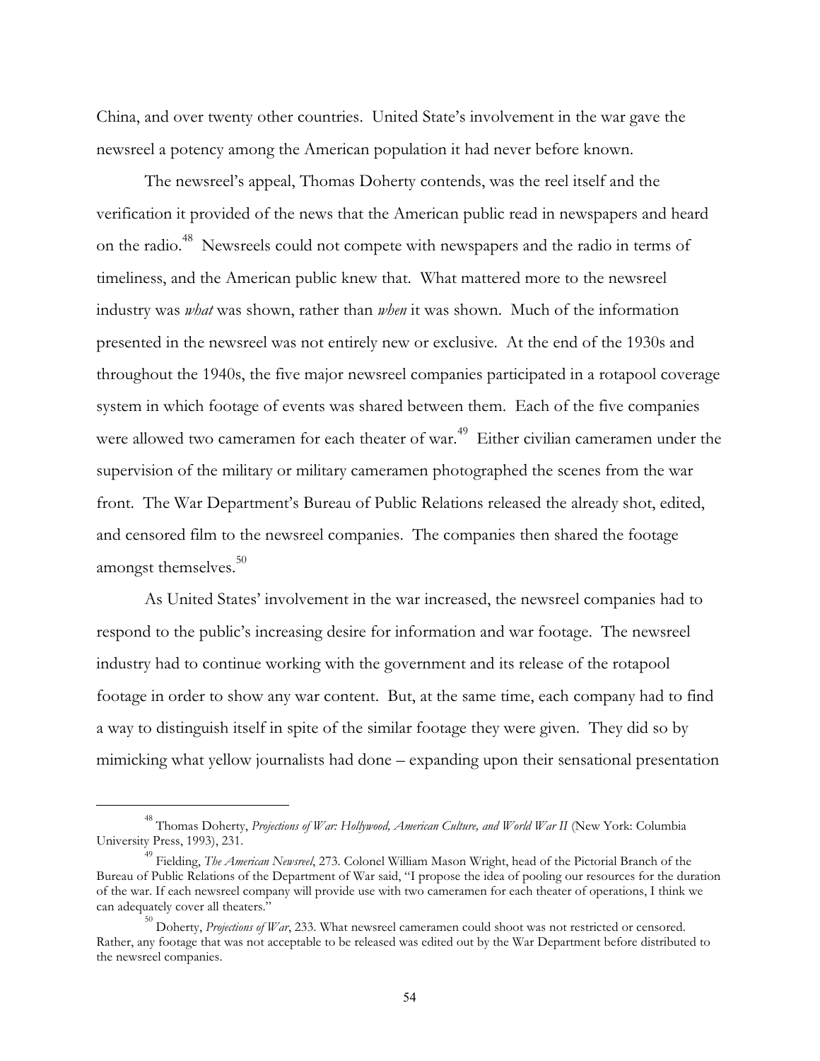China, and over twenty other countries. United State's involvement in the war gave the newsreel a potency among the American population it had never before known.

The newsreel's appeal, Thomas Doherty contends, was the reel itself and the verification it provided of the news that the American public read in newspapers and heard on the radio.[48] Newsreels could not compete with newspapers and the radio in terms of timeliness, and the American public knew that. What mattered more to the newsreel industry was *what* was shown, rather than *when* it was shown. Much of the information presented in the newsreel was not entirely new or exclusive. At the end of the 1930s and throughout the 1940s, the five major newsreel companies participated in a rotapool coverage system in which footage of events was shared between them. Each of the five companies were allowed two cameramen for each theater of war.[49] Either civilian cameramen under the supervision of the military or military cameramen photographed the scenes from the war front. The War Department's Bureau of Public Relations released the already shot, edited, and censored film to the newsreel companies. The companies then shared the footage amongst themselves.[50]

As United States' involvement in the war increased, the newsreel companies had to respond to the public's increasing desire for information and war footage. The newsreel industry had to continue working with the government and its release of the rotapool footage in order to show any war content. But, at the same time, each company had to find a way to distinguish itself in spite of the similar footage they were given. They did so by mimicking what yellow journalists had done – expanding upon their sensational presentation

---

[48] Thomas Doherty, *Projections of War: Hollywood, American Culture, and World War II* (New York: Columbia University Press, 1993), 231.

[49] Fielding, *The American Newsreel*, 273. Colonel William Mason Wright, head of the Pictorial Branch of the Bureau of Public Relations of the Department of War said, "I propose the idea of pooling our resources for the duration of the war. If each newsreel company will provide use with two cameramen for each theater of operations, I think we can adequately cover all theaters."

[50] Doherty, *Projections of War*, 233. What newsreel cameramen could shoot was not restricted or censored. Rather, any footage that was not acceptable to be released was edited out by the War Department before distributed to the newsreel companies.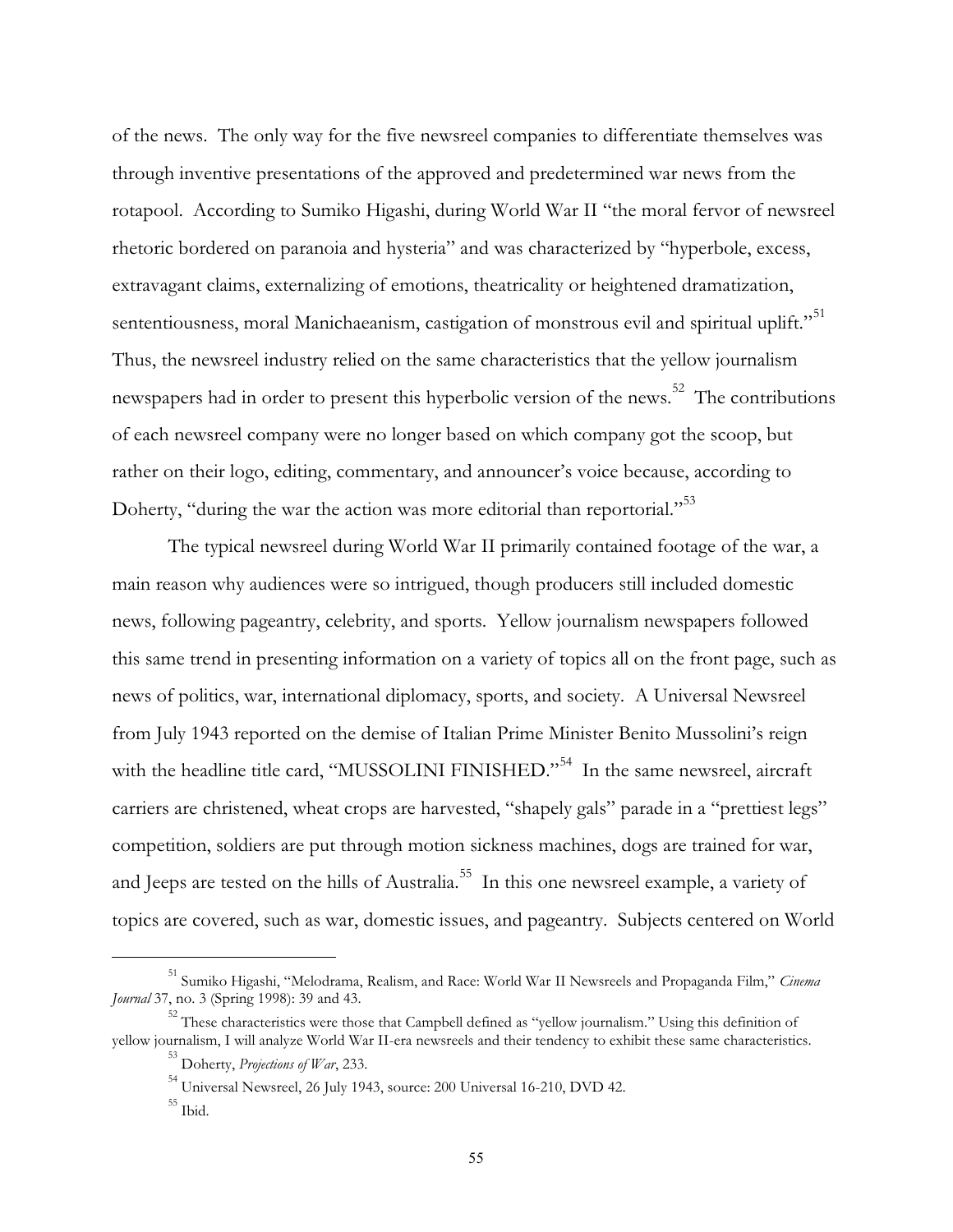of the news. The only way for the five newsreel companies to differentiate themselves was through inventive presentations of the approved and predetermined war news from the rotapool. According to Sumiko Higashi, during World War II "the moral fervor of newsreel rhetoric bordered on paranoia and hysteria" and was characterized by "hyperbole, excess, extravagant claims, externalizing of emotions, theatricality or heightened dramatization, sententiousness, moral Manichaeanism, castigation of monstrous evil and spiritual uplift."[51] Thus, the newsreel industry relied on the same characteristics that the yellow journalism newspapers had in order to present this hyperbolic version of the news.[52] The contributions of each newsreel company were no longer based on which company got the scoop, but rather on their logo, editing, commentary, and announcer's voice because, according to Doherty, "during the war the action was more editorial than reportorial."[53]

The typical newsreel during World War II primarily contained footage of the war, a main reason why audiences were so intrigued, though producers still included domestic news, following pageantry, celebrity, and sports. Yellow journalism newspapers followed this same trend in presenting information on a variety of topics all on the front page, such as news of politics, war, international diplomacy, sports, and society. A Universal Newsreel from July 1943 reported on the demise of Italian Prime Minister Benito Mussolini's reign with the headline title card, "MUSSOLINI FINISHED."[54] In the same newsreel, aircraft carriers are christened, wheat crops are harvested, "shapely gals" parade in a "prettiest legs" competition, soldiers are put through motion sickness machines, dogs are trained for war, and Jeeps are tested on the hills of Australia.[55] In this one newsreel example, a variety of topics are covered, such as war, domestic issues, and pageantry. Subjects centered on World

---

[51] Sumiko Higashi, "Melodrama, Realism, and Race: World War II Newsreels and Propaganda Film," *Cinema Journal* 37, no. 3 (Spring 1998): 39 and 43.

[52] These characteristics were those that Campbell defined as "yellow journalism." Using this definition of yellow journalism, I will analyze World War II-era newsreels and their tendency to exhibit these same characteristics.

[53] Doherty, *Projections of War*, 233.

[54] Universal Newsreel, 26 July 1943, source: 200 Universal 16-210, DVD 42.

[55] Ibid.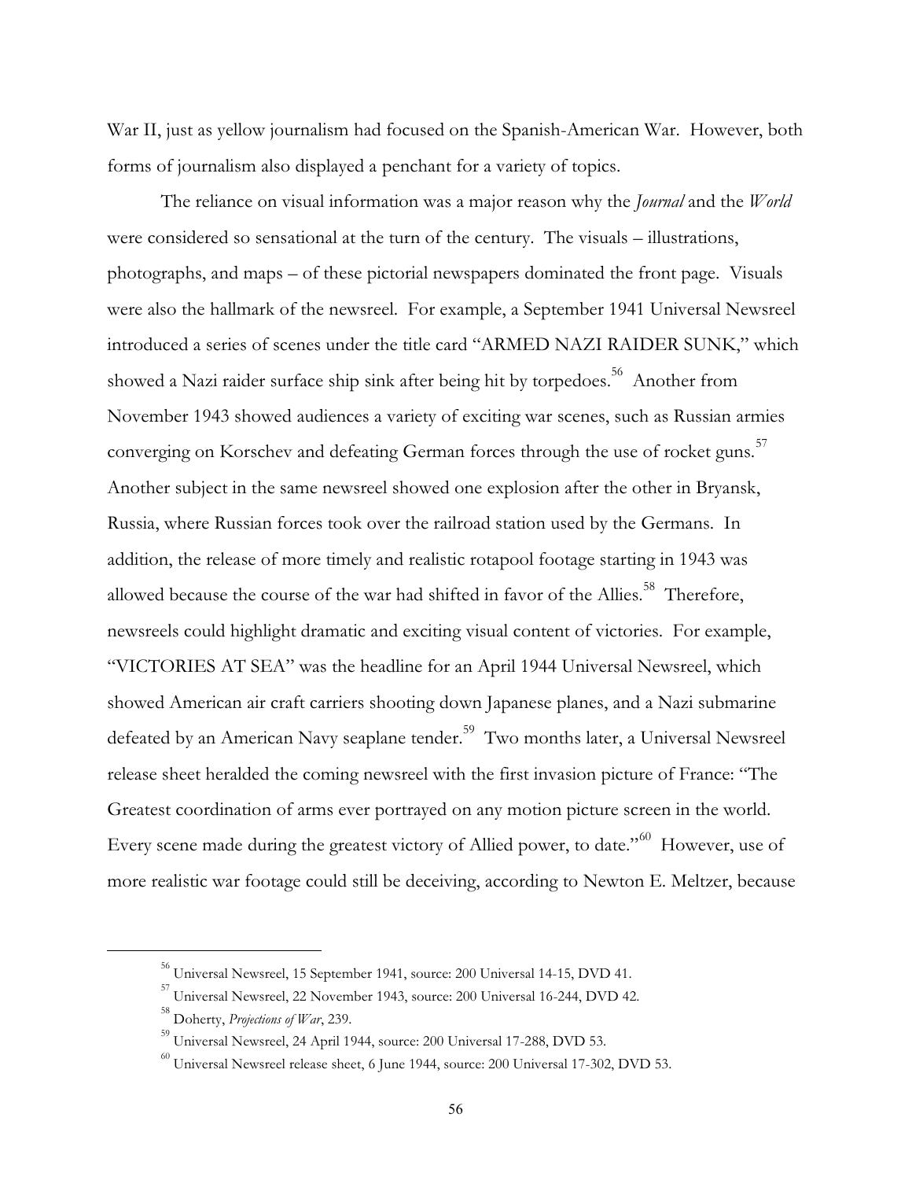War II, just as yellow journalism had focused on the Spanish-American War. However, both forms of journalism also displayed a penchant for a variety of topics.

The reliance on visual information was a major reason why the *Journal* and the *World* were considered so sensational at the turn of the century. The visuals – illustrations, photographs, and maps – of these pictorial newspapers dominated the front page. Visuals were also the hallmark of the newsreel. For example, a September 1941 Universal Newsreel introduced a series of scenes under the title card "ARMED NAZI RAIDER SUNK," which showed a Nazi raider surface ship sink after being hit by torpedoes.[56] Another from November 1943 showed audiences a variety of exciting war scenes, such as Russian armies converging on Korschev and defeating German forces through the use of rocket guns.[57] Another subject in the same newsreel showed one explosion after the other in Bryansk, Russia, where Russian forces took over the railroad station used by the Germans. In addition, the release of more timely and realistic rotapool footage starting in 1943 was allowed because the course of the war had shifted in favor of the Allies.[58] Therefore, newsreels could highlight dramatic and exciting visual content of victories. For example, "VICTORIES AT SEA" was the headline for an April 1944 Universal Newsreel, which showed American air craft carriers shooting down Japanese planes, and a Nazi submarine defeated by an American Navy seaplane tender.[59] Two months later, a Universal Newsreel release sheet heralded the coming newsreel with the first invasion picture of France: "The Greatest coordination of arms ever portrayed on any motion picture screen in the world. Every scene made during the greatest victory of Allied power, to date."[60] However, use of more realistic war footage could still be deceiving, according to Newton E. Meltzer, because

---

[56] Universal Newsreel, 15 September 1941, source: 200 Universal 14-15, DVD 41.

[57] Universal Newsreel, 22 November 1943, source: 200 Universal 16-244, DVD 42.

[58] Doherty, *Projections of War*, 239.

[59] Universal Newsreel, 24 April 1944, source: 200 Universal 17-288, DVD 53.

[60] Universal Newsreel release sheet, 6 June 1944, source: 200 Universal 17-302, DVD 53.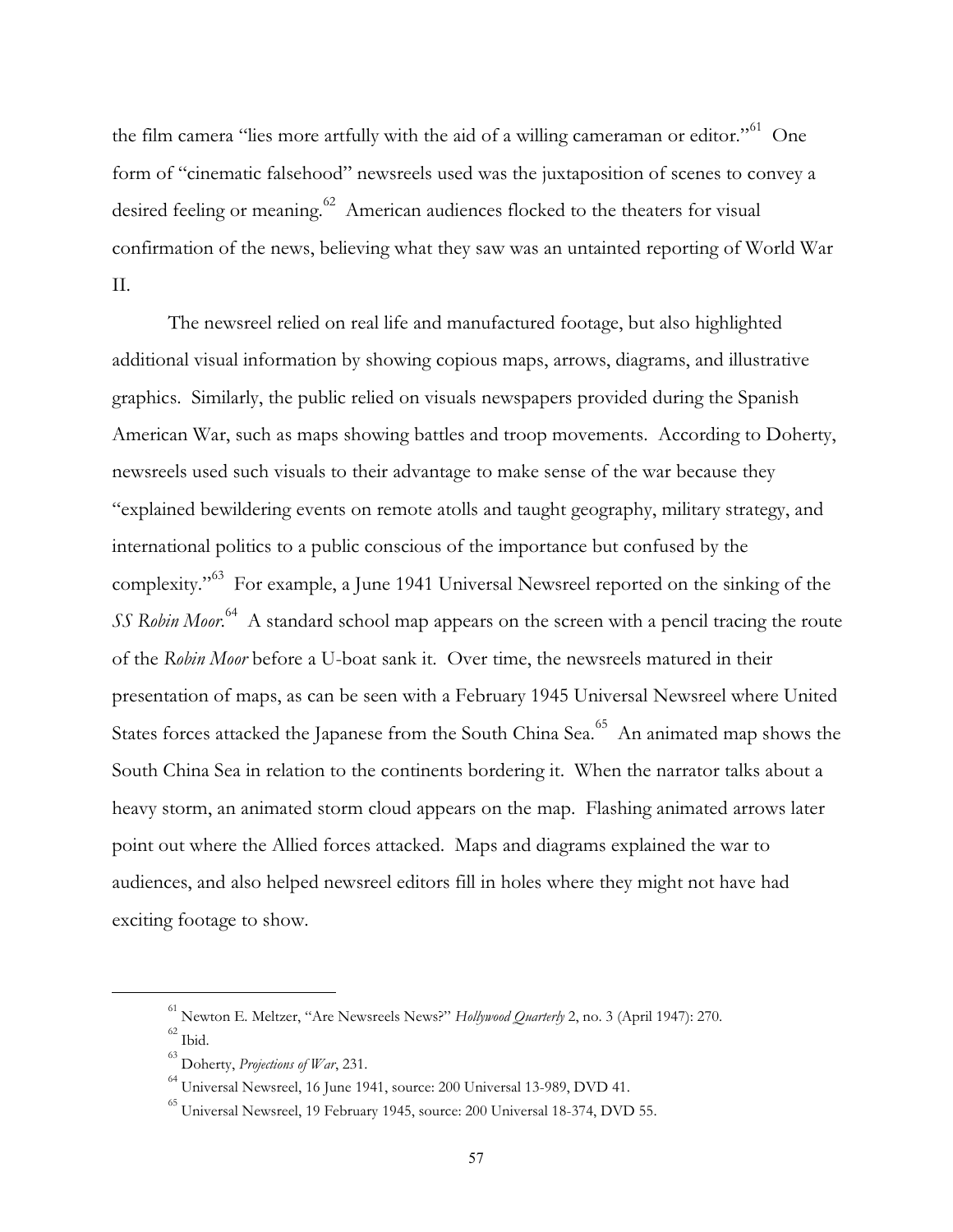the film camera "lies more artfully with the aid of a willing cameraman or editor."[61] One form of "cinematic falsehood" newsreels used was the juxtaposition of scenes to convey a desired feeling or meaning.[62] American audiences flocked to the theaters for visual confirmation of the news, believing what they saw was an untainted reporting of World War II.

The newsreel relied on real life and manufactured footage, but also highlighted additional visual information by showing copious maps, arrows, diagrams, and illustrative graphics. Similarly, the public relied on visuals newspapers provided during the Spanish American War, such as maps showing battles and troop movements. According to Doherty, newsreels used such visuals to their advantage to make sense of the war because they "explained bewildering events on remote atolls and taught geography, military strategy, and international politics to a public conscious of the importance but confused by the complexity."[63] For example, a June 1941 Universal Newsreel reported on the sinking of the *SS Robin Moor*.[64] A standard school map appears on the screen with a pencil tracing the route of the *Robin Moor* before a U-boat sank it. Over time, the newsreels matured in their presentation of maps, as can be seen with a February 1945 Universal Newsreel where United States forces attacked the Japanese from the South China Sea.[65] An animated map shows the South China Sea in relation to the continents bordering it. When the narrator talks about a heavy storm, an animated storm cloud appears on the map. Flashing animated arrows later point out where the Allied forces attacked. Maps and diagrams explained the war to audiences, and also helped newsreel editors fill in holes where they might not have had exciting footage to show.

---

[61] Newton E. Meltzer, "Are Newsreels News?" *Hollywood Quarterly* 2, no. 3 (April 1947): 270.

[62] Ibid.

[63] Doherty, *Projections of War*, 231.

[64] Universal Newsreel, 16 June 1941, source: 200 Universal 13-989, DVD 41.

[65] Universal Newsreel, 19 February 1945, source: 200 Universal 18-374, DVD 55.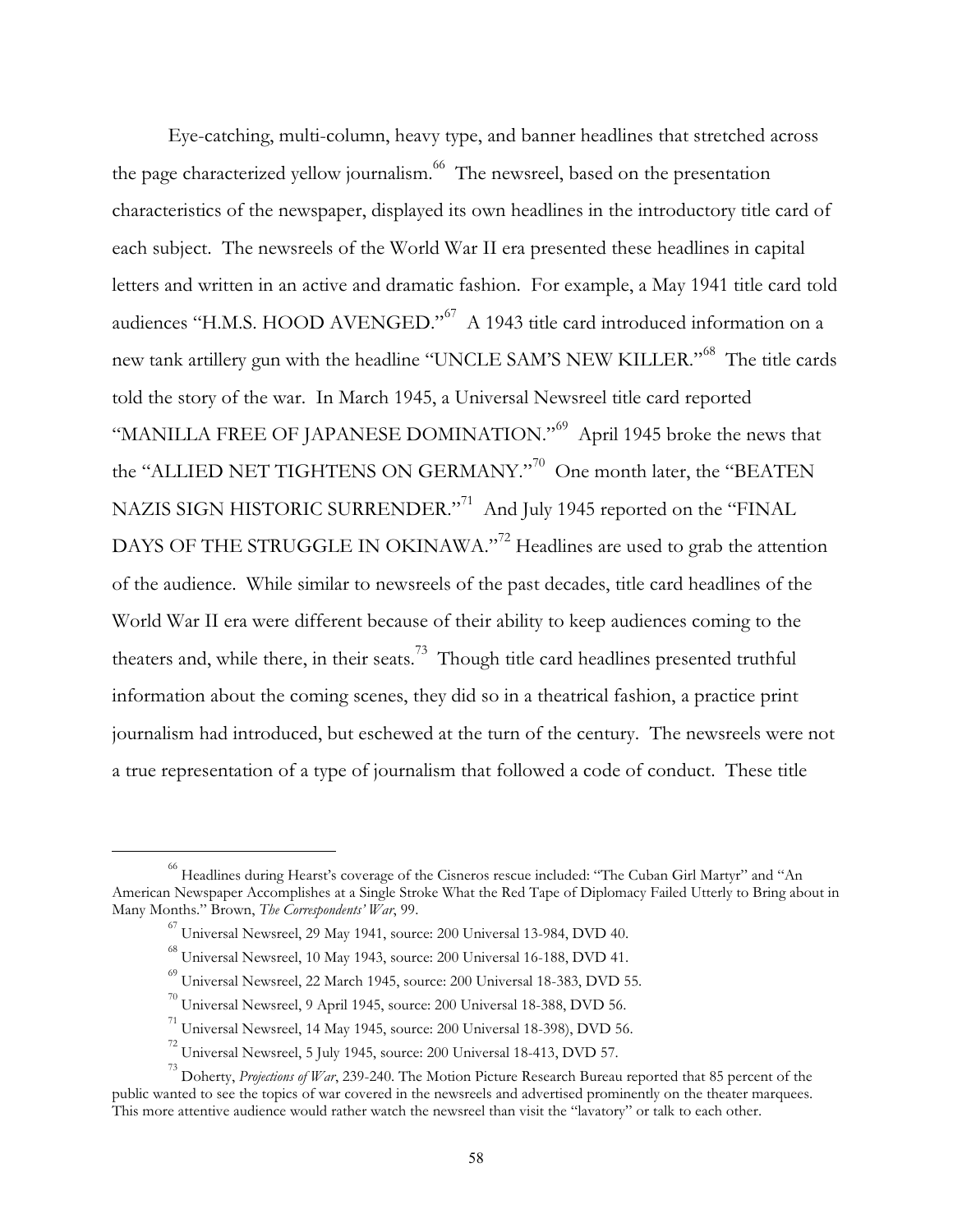Eye-catching, multi-column, heavy type, and banner headlines that stretched across the page characterized yellow journalism.[66] The newsreel, based on the presentation characteristics of the newspaper, displayed its own headlines in the introductory title card of each subject. The newsreels of the World War II era presented these headlines in capital letters and written in an active and dramatic fashion. For example, a May 1941 title card told audiences "H.M.S. HOOD AVENGED."[67] A 1943 title card introduced information on a new tank artillery gun with the headline "UNCLE SAM'S NEW KILLER."[68] The title cards told the story of the war. In March 1945, a Universal Newsreel title card reported "MANILLA FREE OF JAPANESE DOMINATION."[69] April 1945 broke the news that the "ALLIED NET TIGHTENS ON GERMANY."[70] One month later, the "BEATEN NAZIS SIGN HISTORIC SURRENDER."[71] And July 1945 reported on the "FINAL DAYS OF THE STRUGGLE IN OKINAWA."[72] Headlines are used to grab the attention of the audience. While similar to newsreels of the past decades, title card headlines of the World War II era were different because of their ability to keep audiences coming to the theaters and, while there, in their seats.[73] Though title card headlines presented truthful information about the coming scenes, they did so in a theatrical fashion, a practice print journalism had introduced, but eschewed at the turn of the century. The newsreels were not a true representation of a type of journalism that followed a code of conduct. These title

---

[66] Headlines during Hearst's coverage of the Cisneros rescue included: "The Cuban Girl Martyr" and "An American Newspaper Accomplishes at a Single Stroke What the Red Tape of Diplomacy Failed Utterly to Bring about in Many Months." Brown, *The Correspondents' War*, 99.

[67] Universal Newsreel, 29 May 1941, source: 200 Universal 13-984, DVD 40.

[68] Universal Newsreel, 10 May 1943, source: 200 Universal 16-188, DVD 41.

[69] Universal Newsreel, 22 March 1945, source: 200 Universal 18-383, DVD 55.

[70] Universal Newsreel, 9 April 1945, source: 200 Universal 18-388, DVD 56.

[71] Universal Newsreel, 14 May 1945, source: 200 Universal 18-398), DVD 56.

[72] Universal Newsreel, 5 July 1945, source: 200 Universal 18-413, DVD 57.

[73] Doherty, *Projections of War*, 239-240. The Motion Picture Research Bureau reported that 85 percent of the public wanted to see the topics of war covered in the newsreels and advertised prominently on the theater marquees. This more attentive audience would rather watch the newsreel than visit the "lavatory" or talk to each other.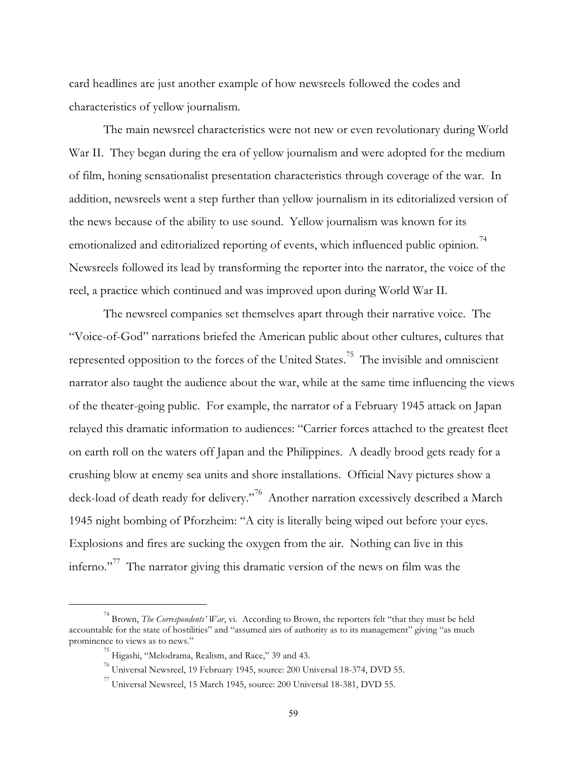card headlines are just another example of how newsreels followed the codes and characteristics of yellow journalism.

The main newsreel characteristics were not new or even revolutionary during World War II. They began during the era of yellow journalism and were adopted for the medium of film, honing sensationalist presentation characteristics through coverage of the war. In addition, newsreels went a step further than yellow journalism in its editorialized version of the news because of the ability to use sound. Yellow journalism was known for its emotionalized and editorialized reporting of events, which influenced public opinion.[74] Newsreels followed its lead by transforming the reporter into the narrator, the voice of the reel, a practice which continued and was improved upon during World War II.

The newsreel companies set themselves apart through their narrative voice. The "Voice-of-God" narrations briefed the American public about other cultures, cultures that represented opposition to the forces of the United States.[75] The invisible and omniscient narrator also taught the audience about the war, while at the same time influencing the views of the theater-going public. For example, the narrator of a February 1945 attack on Japan relayed this dramatic information to audiences: "Carrier forces attached to the greatest fleet on earth roll on the waters off Japan and the Philippines. A deadly brood gets ready for a crushing blow at enemy sea units and shore installations. Official Navy pictures show a deck-load of death ready for delivery."[76] Another narration excessively described a March 1945 night bombing of Pforzheim: "A city is literally being wiped out before your eyes. Explosions and fires are sucking the oxygen from the air. Nothing can live in this inferno."[77] The narrator giving this dramatic version of the news on film was the

---

[74] Brown, *The Correspondents' War*, vi. According to Brown, the reporters felt "that they must be held accountable for the state of hostilities" and "assumed airs of authority as to its management" giving "as much prominence to views as to news."

[75] Higashi, "Melodrama, Realism, and Race," 39 and 43.

[76] Universal Newsreel, 19 February 1945, source: 200 Universal 18-374, DVD 55.

[77] Universal Newsreel, 15 March 1945, source: 200 Universal 18-381, DVD 55.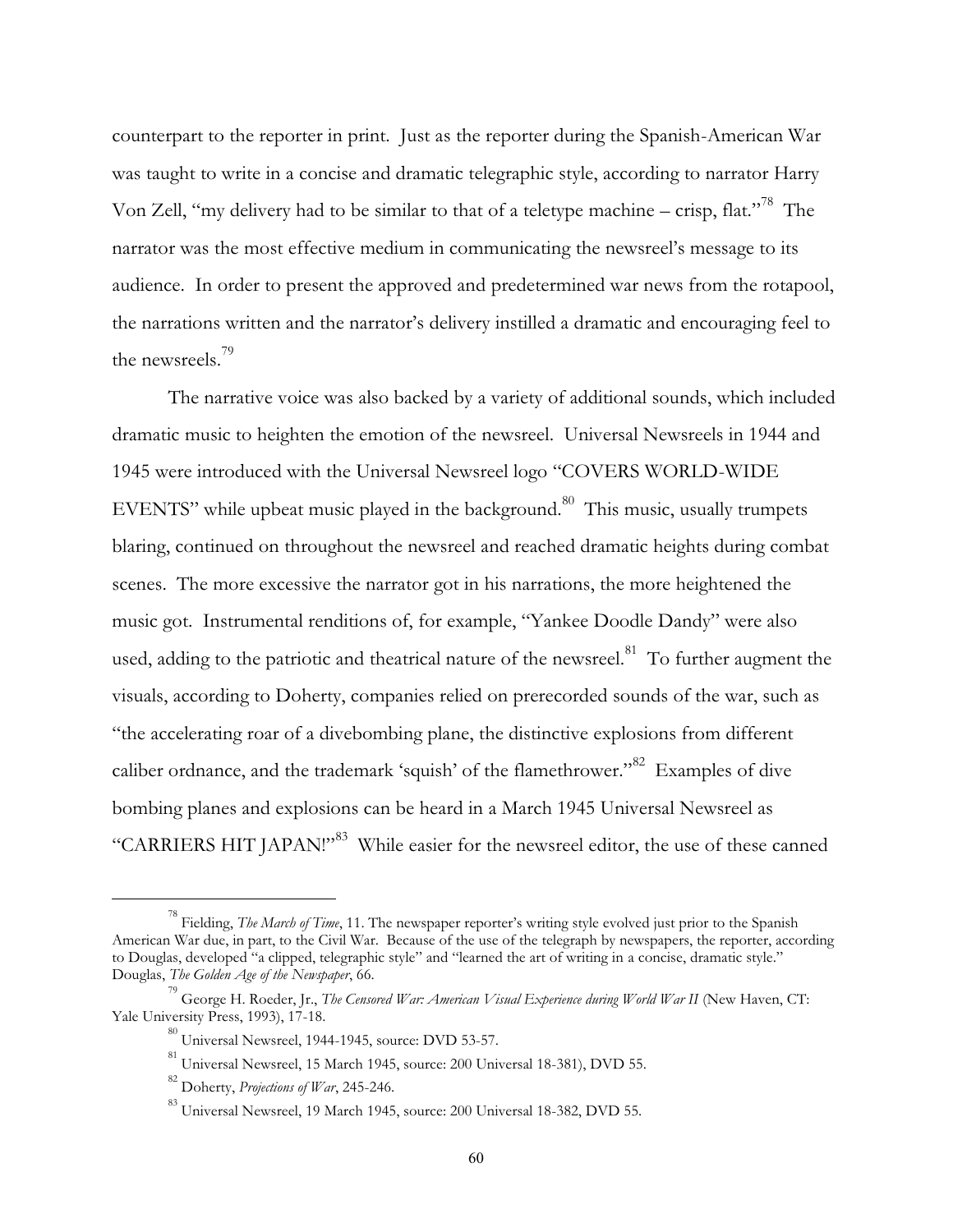counterpart to the reporter in print. Just as the reporter during the Spanish-American War was taught to write in a concise and dramatic telegraphic style, according to narrator Harry Von Zell, "my delivery had to be similar to that of a teletype machine – crisp, flat."[78] The narrator was the most effective medium in communicating the newsreel's message to its audience. In order to present the approved and predetermined war news from the rotapool, the narrations written and the narrator's delivery instilled a dramatic and encouraging feel to the newsreels.[79]

The narrative voice was also backed by a variety of additional sounds, which included dramatic music to heighten the emotion of the newsreel. Universal Newsreels in 1944 and 1945 were introduced with the Universal Newsreel logo "COVERS WORLD-WIDE EVENTS" while upbeat music played in the background.[80] This music, usually trumpets blaring, continued on throughout the newsreel and reached dramatic heights during combat scenes. The more excessive the narrator got in his narrations, the more heightened the music got. Instrumental renditions of, for example, "Yankee Doodle Dandy" were also used, adding to the patriotic and theatrical nature of the newsreel.[81] To further augment the visuals, according to Doherty, companies relied on prerecorded sounds of the war, such as "the accelerating roar of a divebombing plane, the distinctive explosions from different caliber ordnance, and the trademark 'squish' of the flamethrower."[82] Examples of dive bombing planes and explosions can be heard in a March 1945 Universal Newsreel as "CARRIERS HIT JAPAN!"[83] While easier for the newsreel editor, the use of these canned

---

[78] Fielding, *The March of Time*, 11. The newspaper reporter's writing style evolved just prior to the Spanish American War due, in part, to the Civil War. Because of the use of the telegraph by newspapers, the reporter, according to Douglas, developed "a clipped, telegraphic style" and "learned the art of writing in a concise, dramatic style." Douglas, *The Golden Age of the Newspaper*, 66.

[79] George H. Roeder, Jr., *The Censored War: American Visual Experience during World War II* (New Haven, CT: Yale University Press, 1993), 17-18.

[80] Universal Newsreel, 1944-1945, source: DVD 53-57.

[81] Universal Newsreel, 15 March 1945, source: 200 Universal 18-381), DVD 55.

[82] Doherty, *Projections of War*, 245-246.

[83] Universal Newsreel, 19 March 1945, source: 200 Universal 18-382, DVD 55.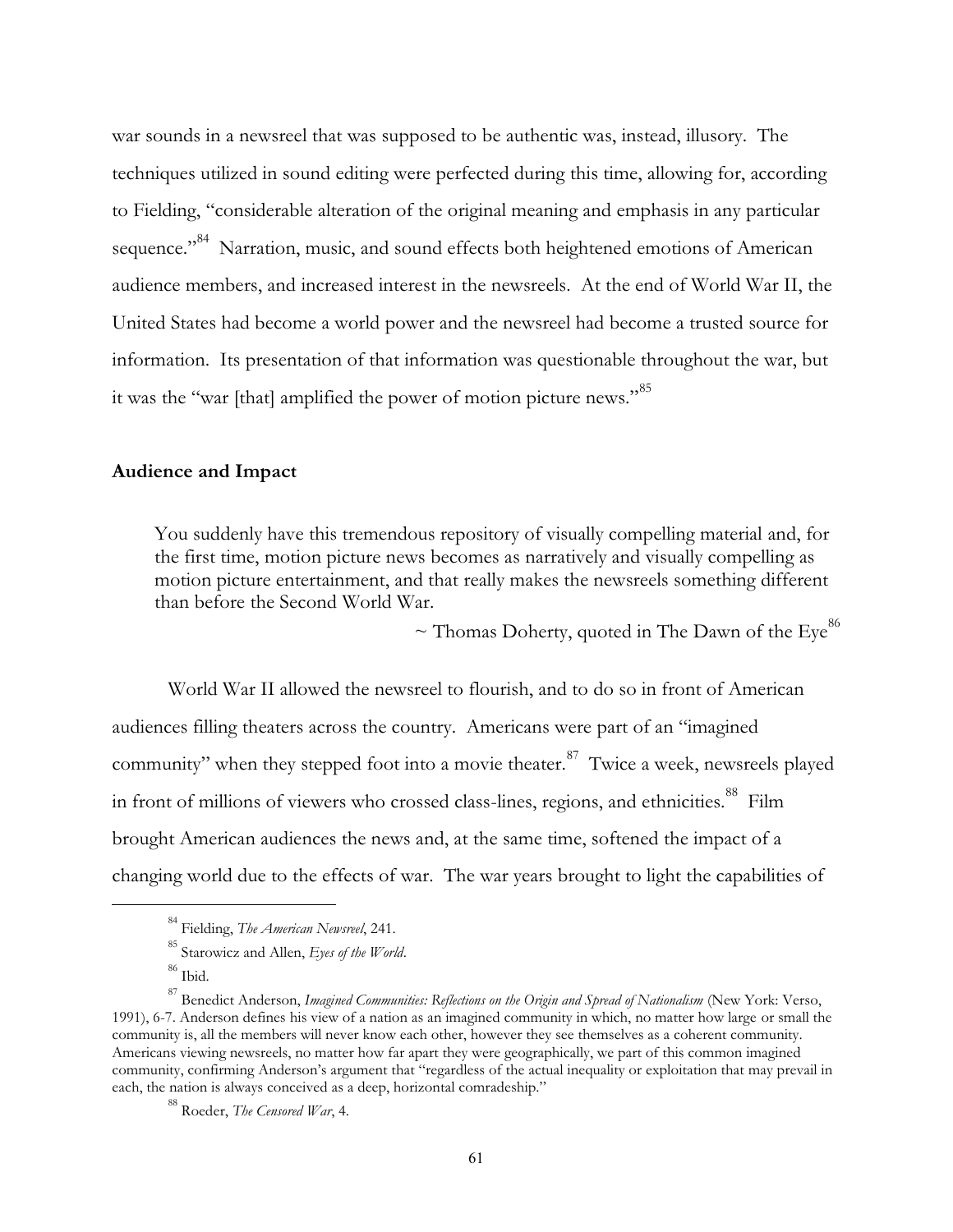war sounds in a newsreel that was supposed to be authentic was, instead, illusory. The techniques utilized in sound editing were perfected during this time, allowing for, according to Fielding, "considerable alteration of the original meaning and emphasis in any particular sequence."[84] Narration, music, and sound effects both heightened emotions of American audience members, and increased interest in the newsreels. At the end of World War II, the United States had become a world power and the newsreel had become a trusted source for information. Its presentation of that information was questionable throughout the war, but it was the "war [that] amplified the power of motion picture news."[85]

## Audience and Impact

> You suddenly have this tremendous repository of visually compelling material and, for the first time, motion picture news becomes as narratively and visually compelling as motion picture entertainment, and that really makes the newsreels something different than before the Second World War.
>
> ~ Thomas Doherty, quoted in The Dawn of the Eye[86]

World War II allowed the newsreel to flourish, and to do so in front of American audiences filling theaters across the country. Americans were part of an "imagined community" when they stepped foot into a movie theater.[87] Twice a week, newsreels played in front of millions of viewers who crossed class-lines, regions, and ethnicities.[88] Film brought American audiences the news and, at the same time, softened the impact of a changing world due to the effects of war. The war years brought to light the capabilities of

---

[84] Fielding, *The American Newsreel*, 241.

[85] Starowicz and Allen, *Eyes of the World*.

[86] Ibid.

[87] Benedict Anderson, *Imagined Communities: Reflections on the Origin and Spread of Nationalism* (New York: Verso, 1991), 6-7. Anderson defines his view of a nation as an imagined community in which, no matter how large or small the community is, all the members will never know each other, however they see themselves as a coherent community. Americans viewing newsreels, no matter how far apart they were geographically, we part of this common imagined community, confirming Anderson's argument that "regardless of the actual inequality or exploitation that may prevail in each, the nation is always conceived as a deep, horizontal comradeship."

[88] Roeder, *The Censored War*, 4.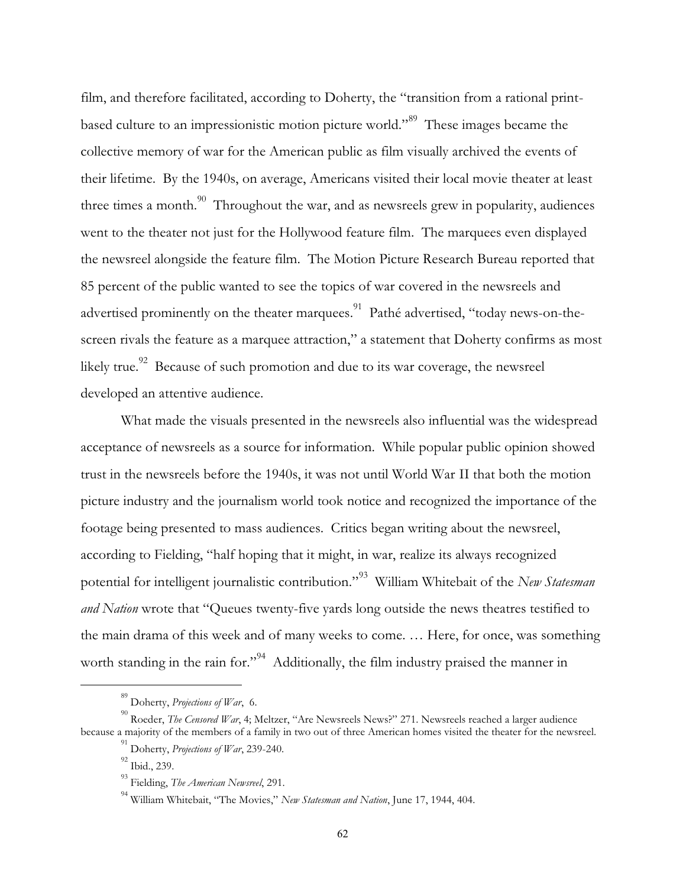film, and therefore facilitated, according to Doherty, the "transition from a rational print-based culture to an impressionistic motion picture world."[89] These images became the collective memory of war for the American public as film visually archived the events of their lifetime. By the 1940s, on average, Americans visited their local movie theater at least three times a month.[90] Throughout the war, and as newsreels grew in popularity, audiences went to the theater not just for the Hollywood feature film. The marquees even displayed the newsreel alongside the feature film. The Motion Picture Research Bureau reported that 85 percent of the public wanted to see the topics of war covered in the newsreels and advertised prominently on the theater marquees.[91] Pathé advertised, "today news-on-the-screen rivals the feature as a marquee attraction," a statement that Doherty confirms as most likely true.[92] Because of such promotion and due to its war coverage, the newsreel developed an attentive audience.

What made the visuals presented in the newsreels also influential was the widespread acceptance of newsreels as a source for information. While popular public opinion showed trust in the newsreels before the 1940s, it was not until World War II that both the motion picture industry and the journalism world took notice and recognized the importance of the footage being presented to mass audiences. Critics began writing about the newsreel, according to Fielding, "half hoping that it might, in war, realize its always recognized potential for intelligent journalistic contribution."[93] William Whitebait of the *New Statesman and Nation* wrote that "Queues twenty-five yards long outside the news theatres testified to the main drama of this week and of many weeks to come. … Here, for once, was something worth standing in the rain for."[94] Additionally, the film industry praised the manner in

---

[89] Doherty, *Projections of War*, 6.

[90] Roeder, *The Censored War*, 4; Meltzer, "Are Newsreels News?" 271. Newsreels reached a larger audience because a majority of the members of a family in two out of three American homes visited the theater for the newsreel.

[91] Doherty, *Projections of War*, 239-240.

[92] Ibid., 239.

[93] Fielding, *The American Newsreel*, 291.

[94] William Whitebait, "The Movies," *New Statesman and Nation*, June 17, 1944, 404.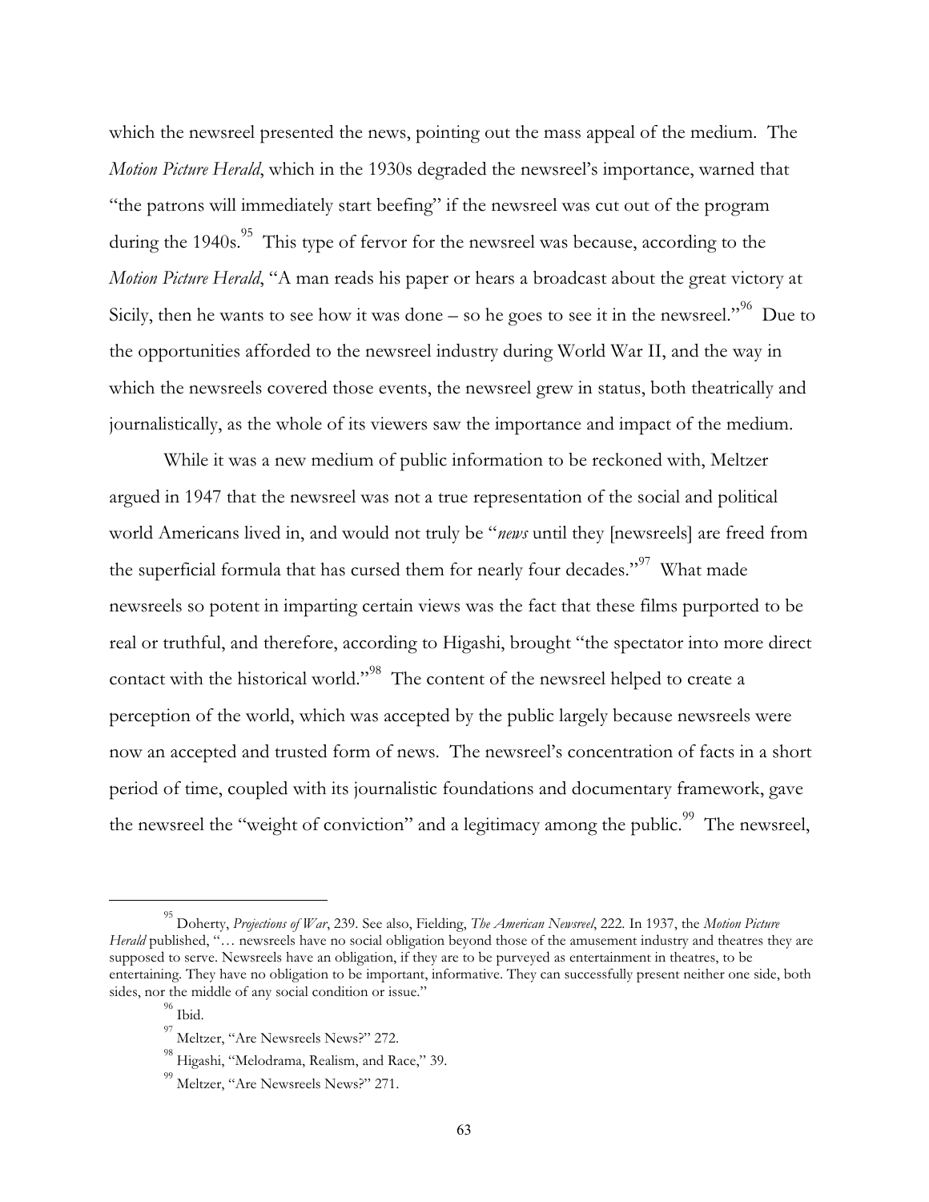which the newsreel presented the news, pointing out the mass appeal of the medium. The *Motion Picture Herald*, which in the 1930s degraded the newsreel's importance, warned that "the patrons will immediately start beefing" if the newsreel was cut out of the program during the 1940s.[95] This type of fervor for the newsreel was because, according to the *Motion Picture Herald*, "A man reads his paper or hears a broadcast about the great victory at Sicily, then he wants to see how it was done – so he goes to see it in the newsreel."[96] Due to the opportunities afforded to the newsreel industry during World War II, and the way in which the newsreels covered those events, the newsreel grew in status, both theatrically and journalistically, as the whole of its viewers saw the importance and impact of the medium.

While it was a new medium of public information to be reckoned with, Meltzer argued in 1947 that the newsreel was not a true representation of the social and political world Americans lived in, and would not truly be "*news* until they [newsreels] are freed from the superficial formula that has cursed them for nearly four decades."[97] What made newsreels so potent in imparting certain views was the fact that these films purported to be real or truthful, and therefore, according to Higashi, brought "the spectator into more direct contact with the historical world."[98] The content of the newsreel helped to create a perception of the world, which was accepted by the public largely because newsreels were now an accepted and trusted form of news. The newsreel's concentration of facts in a short period of time, coupled with its journalistic foundations and documentary framework, gave the newsreel the "weight of conviction" and a legitimacy among the public.[99] The newsreel,

---

[95] Doherty, *Projections of War*, 239. See also, Fielding, *The American Newsreel*, 222. In 1937, the *Motion Picture Herald* published, "… newsreels have no social obligation beyond those of the amusement industry and theatres they are supposed to serve. Newsreels have an obligation, if they are to be purveyed as entertainment in theatres, to be entertaining. They have no obligation to be important, informative. They can successfully present neither one side, both sides, nor the middle of any social condition or issue."

[96] Ibid.

[97] Meltzer, "Are Newsreels News?" 272.

[98] Higashi, "Melodrama, Realism, and Race," 39.

[99] Meltzer, "Are Newsreels News?" 271.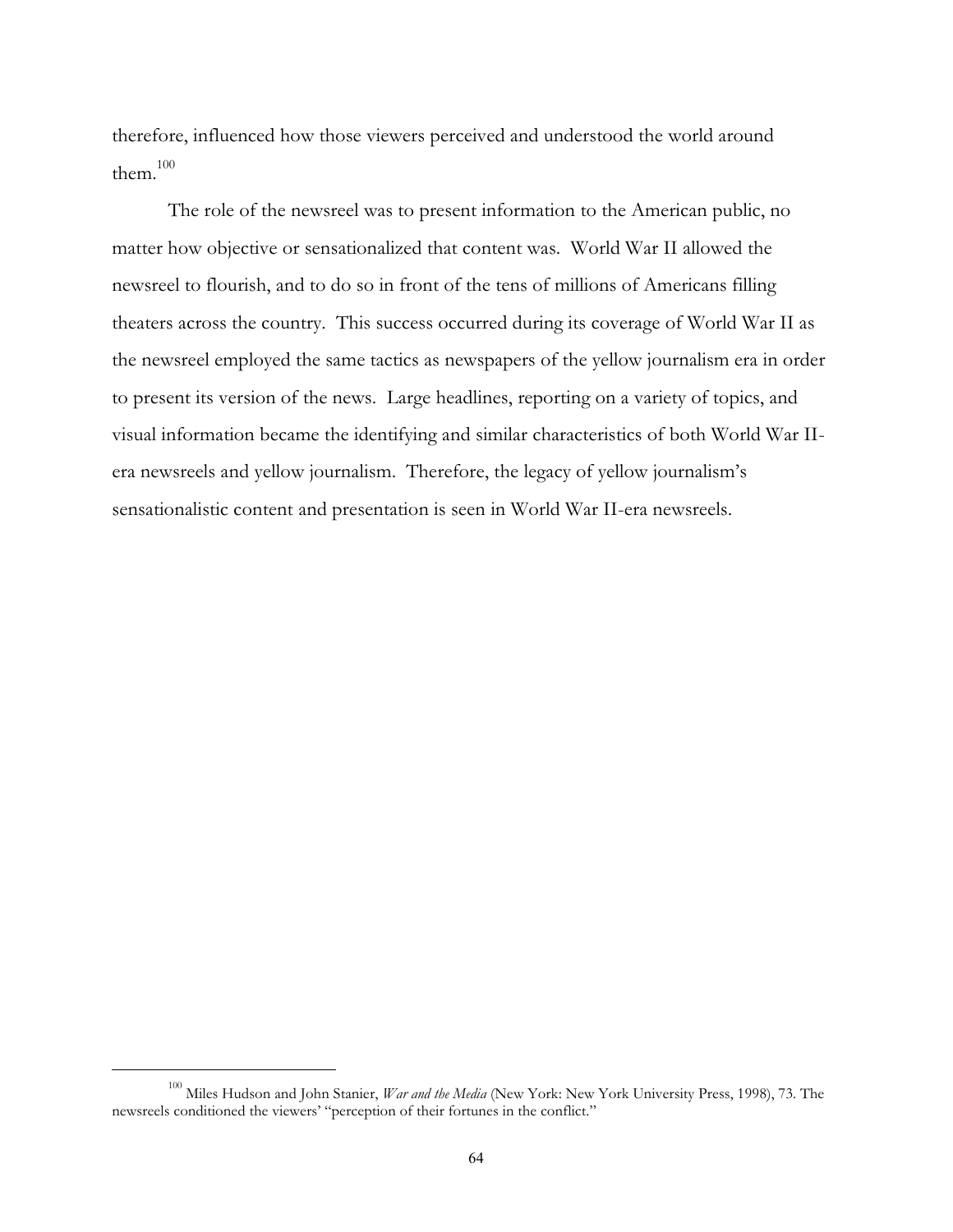therefore, influenced how those viewers perceived and understood the world around them.[100]

The role of the newsreel was to present information to the American public, no matter how objective or sensationalized that content was. World War II allowed the newsreel to flourish, and to do so in front of the tens of millions of Americans filling theaters across the country. This success occurred during its coverage of World War II as the newsreel employed the same tactics as newspapers of the yellow journalism era in order to present its version of the news. Large headlines, reporting on a variety of topics, and visual information became the identifying and similar characteristics of both World War II-era newsreels and yellow journalism. Therefore, the legacy of yellow journalism's sensationalistic content and presentation is seen in World War II-era newsreels.

---

[100] Miles Hudson and John Stanier, *War and the Media* (New York: New York University Press, 1998), 73. The newsreels conditioned the viewers' "perception of their fortunes in the conflict."